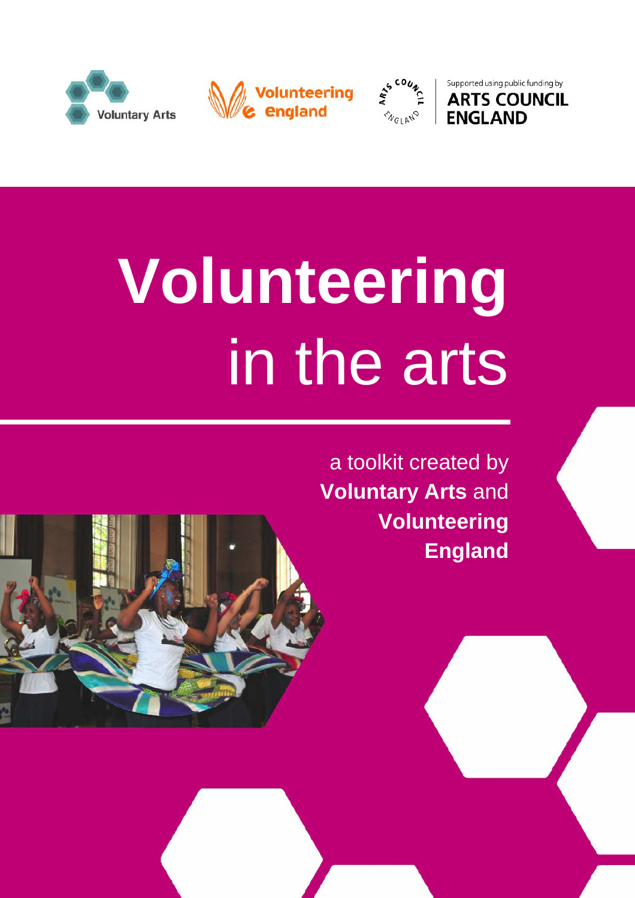Voluntary Arts

Volunteering england

Supported using public funding by ARTS COUNCIL ENGLAND

# Volunteering in the arts

a toolkit created by **Voluntary Arts** and **Volunteering England**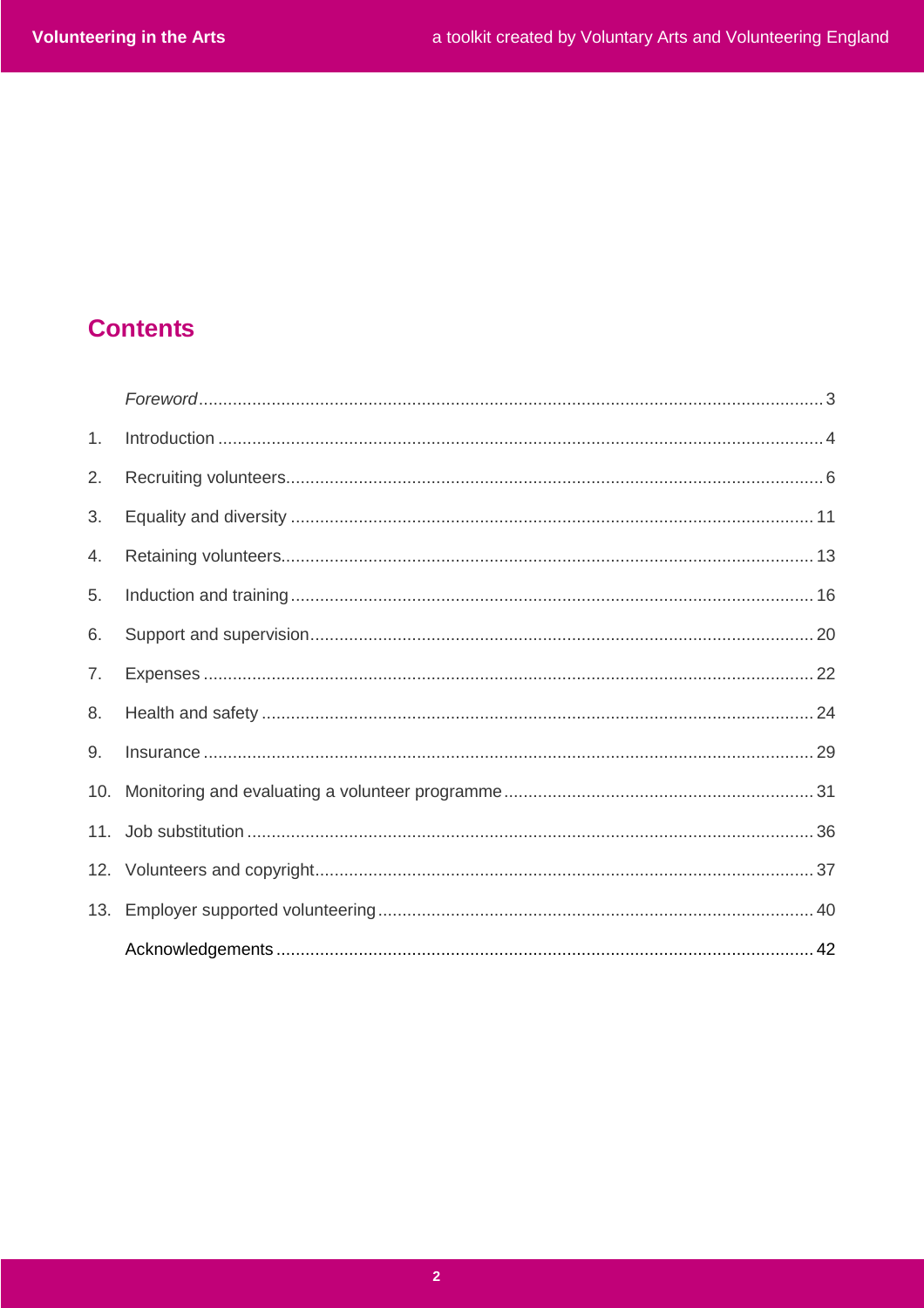## Contents

| | | |
|---|---|---|
| | *Foreword* | 3 |
| 1. | Introduction | 4 |
| 2. | Recruiting volunteers | 6 |
| 3. | Equality and diversity | 11 |
| 4. | Retaining volunteers | 13 |
| 5. | Induction and training | 16 |
| 6. | Support and supervision | 20 |
| 7. | Expenses | 22 |
| 8. | Health and safety | 24 |
| 9. | Insurance | 29 |
| 10. | Monitoring and evaluating a volunteer programme | 31 |
| 11. | Job substitution | 36 |
| 12. | Volunteers and copyright | 37 |
| 13. | Employer supported volunteering | 40 |
| | Acknowledgements | 42 |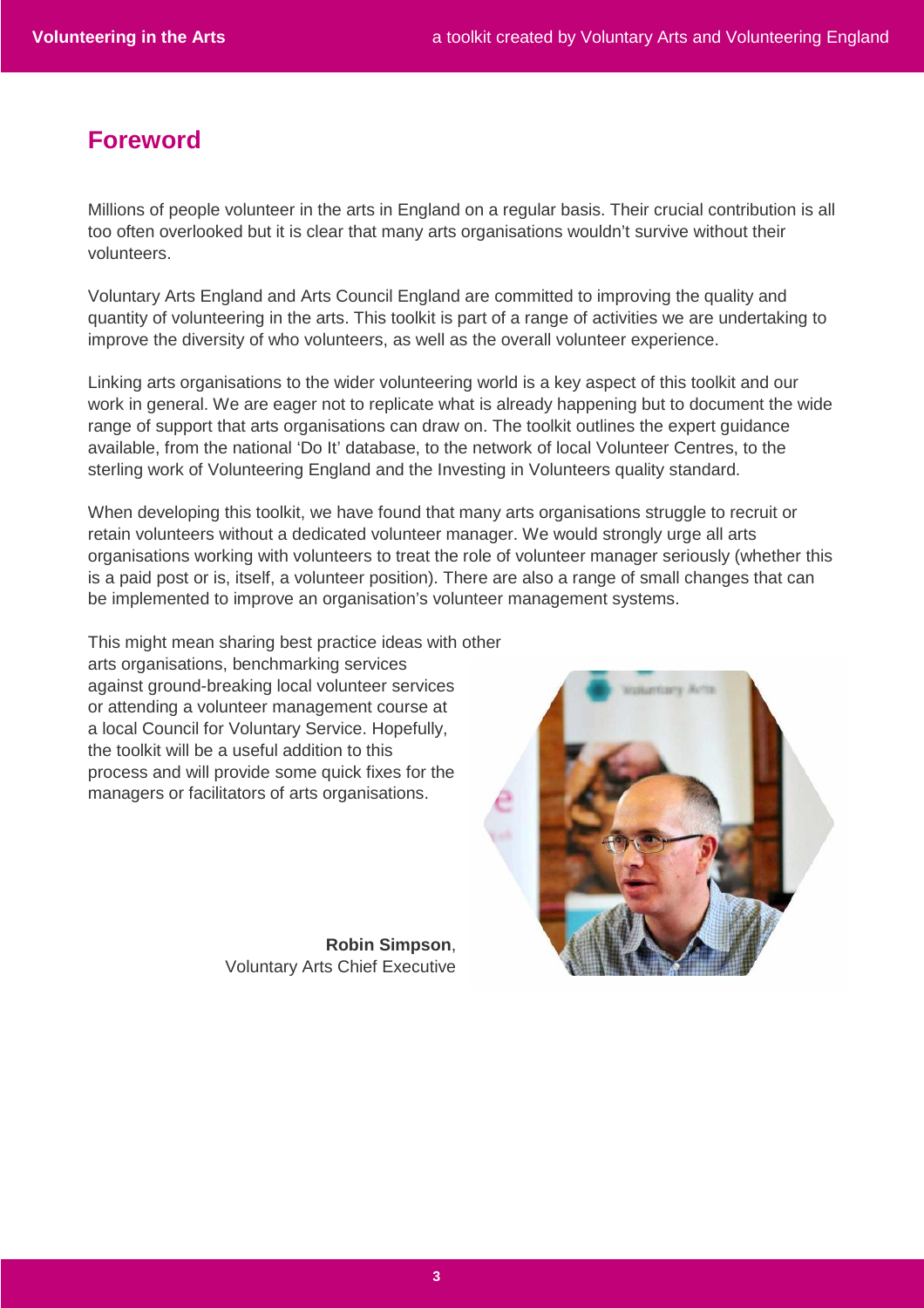# Foreword

Millions of people volunteer in the arts in England on a regular basis. Their crucial contribution is all too often overlooked but it is clear that many arts organisations wouldn't survive without their volunteers.

Voluntary Arts England and Arts Council England are committed to improving the quality and quantity of volunteering in the arts. This toolkit is part of a range of activities we are undertaking to improve the diversity of who volunteers, as well as the overall volunteer experience.

Linking arts organisations to the wider volunteering world is a key aspect of this toolkit and our work in general. We are eager not to replicate what is already happening but to document the wide range of support that arts organisations can draw on. The toolkit outlines the expert guidance available, from the national 'Do It' database, to the network of local Volunteer Centres, to the sterling work of Volunteering England and the Investing in Volunteers quality standard.

When developing this toolkit, we have found that many arts organisations struggle to recruit or retain volunteers without a dedicated volunteer manager. We would strongly urge all arts organisations working with volunteers to treat the role of volunteer manager seriously (whether this is a paid post or is, itself, a volunteer position). There are also a range of small changes that can be implemented to improve an organisation's volunteer management systems.

This might mean sharing best practice ideas with other arts organisations, benchmarking services against ground-breaking local volunteer services or attending a volunteer management course at a local Council for Voluntary Service. Hopefully, the toolkit will be a useful addition to this process and will provide some quick fixes for the managers or facilitators of arts organisations.

**Robin Simpson**,
Voluntary Arts Chief Executive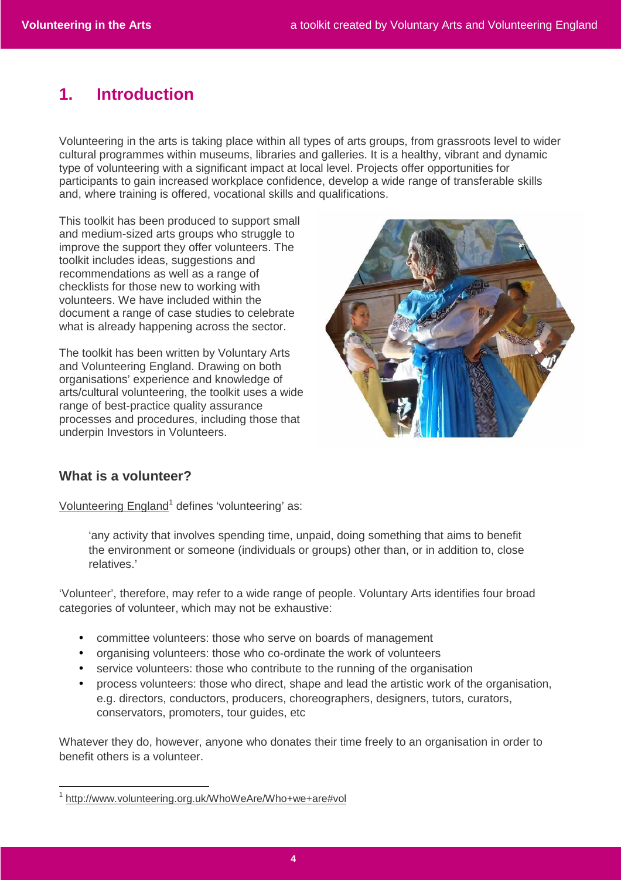# 1. Introduction

Volunteering in the arts is taking place within all types of arts groups, from grassroots level to wider cultural programmes within museums, libraries and galleries. It is a healthy, vibrant and dynamic type of volunteering with a significant impact at local level. Projects offer opportunities for participants to gain increased workplace confidence, develop a wide range of transferable skills and, where training is offered, vocational skills and qualifications.

This toolkit has been produced to support small and medium-sized arts groups who struggle to improve the support they offer volunteers. The toolkit includes ideas, suggestions and recommendations as well as a range of checklists for those new to working with volunteers. We have included within the document a range of case studies to celebrate what is already happening across the sector.

The toolkit has been written by Voluntary Arts and Volunteering England. Drawing on both organisations' experience and knowledge of arts/cultural volunteering, the toolkit uses a wide range of best-practice quality assurance processes and procedures, including those that underpin Investors in Volunteers.

## What is a volunteer?

Volunteering England[1] defines 'volunteering' as:

> 'any activity that involves spending time, unpaid, doing something that aims to benefit the environment or someone (individuals or groups) other than, or in addition to, close relatives.'

'Volunteer', therefore, may refer to a wide range of people. Voluntary Arts identifies four broad categories of volunteer, which may not be exhaustive:

- committee volunteers: those who serve on boards of management
- organising volunteers: those who co-ordinate the work of volunteers
- service volunteers: those who contribute to the running of the organisation
- process volunteers: those who direct, shape and lead the artistic work of the organisation, e.g. directors, conductors, producers, choreographers, designers, tutors, curators, conservators, promoters, tour guides, etc

Whatever they do, however, anyone who donates their time freely to an organisation in order to benefit others is a volunteer.

[1] http://www.volunteering.org.uk/WhoWeAre/Who+we+are#vol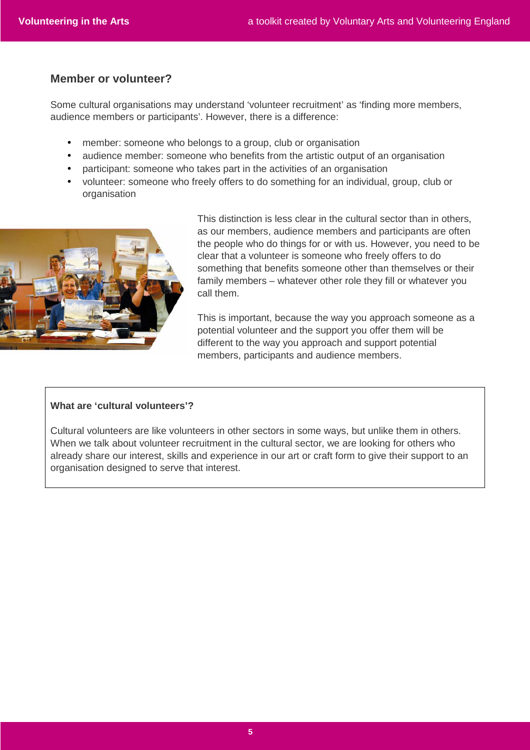## Member or volunteer?

Some cultural organisations may understand 'volunteer recruitment' as 'finding more members, audience members or participants'. However, there is a difference:

- member: someone who belongs to a group, club or organisation
- audience member: someone who benefits from the artistic output of an organisation
- participant: someone who takes part in the activities of an organisation
- volunteer: someone who freely offers to do something for an individual, group, club or organisation

This distinction is less clear in the cultural sector than in others, as our members, audience members and participants are often the people who do things for or with us. However, you need to be clear that a volunteer is someone who freely offers to do something that benefits someone other than themselves or their family members – whatever other role they fill or whatever you call them.

This is important, because the way you approach someone as a potential volunteer and the support you offer them will be different to the way you approach and support potential members, participants and audience members.

**What are 'cultural volunteers'?**

Cultural volunteers are like volunteers in other sectors in some ways, but unlike them in others. When we talk about volunteer recruitment in the cultural sector, we are looking for others who already share our interest, skills and experience in our art or craft form to give their support to an organisation designed to serve that interest.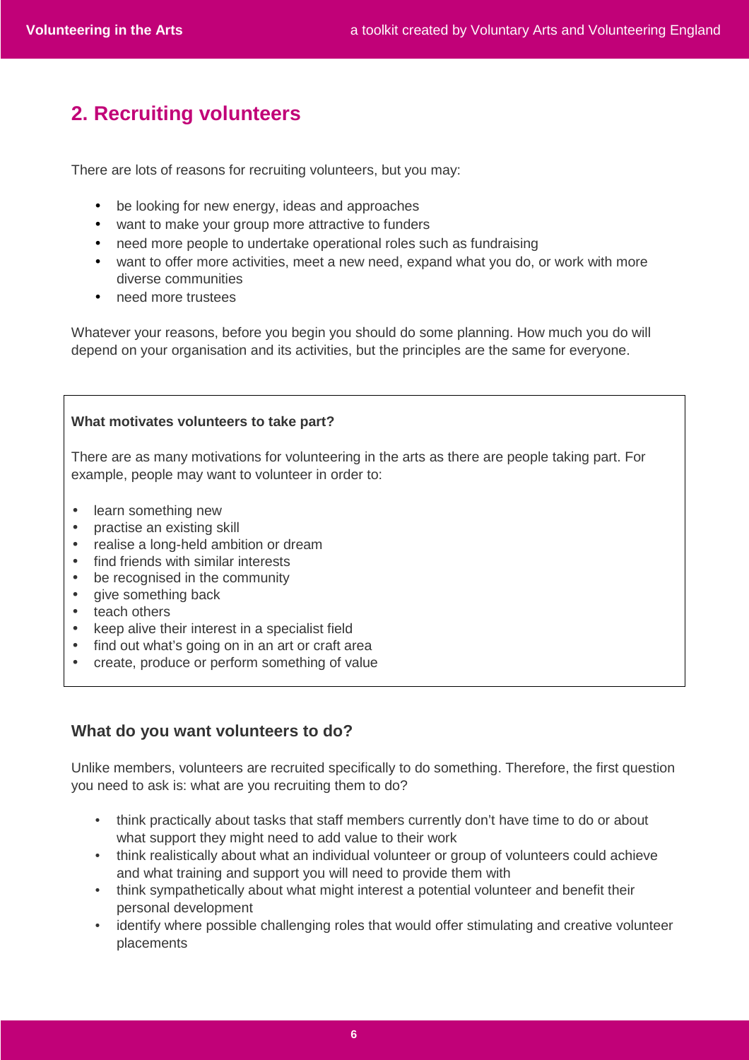## 2. Recruiting volunteers

There are lots of reasons for recruiting volunteers, but you may:

- be looking for new energy, ideas and approaches
- want to make your group more attractive to funders
- need more people to undertake operational roles such as fundraising
- want to offer more activities, meet a new need, expand what you do, or work with more diverse communities
- need more trustees

Whatever your reasons, before you begin you should do some planning. How much you do will depend on your organisation and its activities, but the principles are the same for everyone.

**What motivates volunteers to take part?**

There are as many motivations for volunteering in the arts as there are people taking part. For example, people may want to volunteer in order to:

- learn something new
- practise an existing skill
- realise a long-held ambition or dream
- find friends with similar interests
- be recognised in the community
- give something back
- teach others
- keep alive their interest in a specialist field
- find out what's going on in an art or craft area
- create, produce or perform something of value

### What do you want volunteers to do?

Unlike members, volunteers are recruited specifically to do something. Therefore, the first question you need to ask is: what are you recruiting them to do?

- think practically about tasks that staff members currently don't have time to do or about what support they might need to add value to their work
- think realistically about what an individual volunteer or group of volunteers could achieve and what training and support you will need to provide them with
- think sympathetically about what might interest a potential volunteer and benefit their personal development
- identify where possible challenging roles that would offer stimulating and creative volunteer placements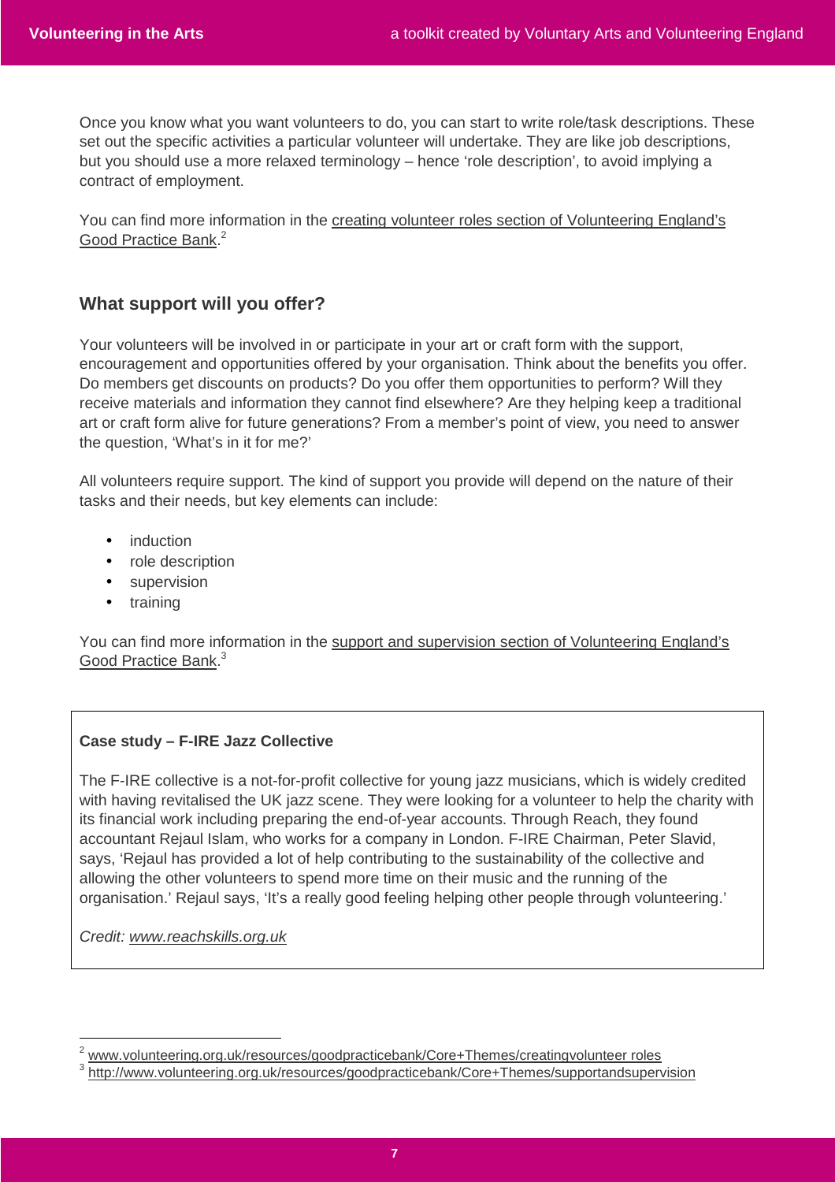Once you know what you want volunteers to do, you can start to write role/task descriptions. These set out the specific activities a particular volunteer will undertake. They are like job descriptions, but you should use a more relaxed terminology – hence 'role description', to avoid implying a contract of employment.

You can find more information in the creating volunteer roles section of Volunteering England's Good Practice Bank.[2]

## What support will you offer?

Your volunteers will be involved in or participate in your art or craft form with the support, encouragement and opportunities offered by your organisation. Think about the benefits you offer. Do members get discounts on products? Do you offer them opportunities to perform? Will they receive materials and information they cannot find elsewhere? Are they helping keep a traditional art or craft form alive for future generations? From a member's point of view, you need to answer the question, 'What's in it for me?'

All volunteers require support. The kind of support you provide will depend on the nature of their tasks and their needs, but key elements can include:

- induction
- role description
- supervision
- training

You can find more information in the support and supervision section of Volunteering England's Good Practice Bank.[3]

**Case study – F-IRE Jazz Collective**

The F-IRE collective is a not-for-profit collective for young jazz musicians, which is widely credited with having revitalised the UK jazz scene. They were looking for a volunteer to help the charity with its financial work including preparing the end-of-year accounts. Through Reach, they found accountant Rejaul Islam, who works for a company in London. F-IRE Chairman, Peter Slavid, says, 'Rejaul has provided a lot of help contributing to the sustainability of the collective and allowing the other volunteers to spend more time on their music and the running of the organisation.' Rejaul says, 'It's a really good feeling helping other people through volunteering.'

*Credit: www.reachskills.org.uk*

---

[2] www.volunteering.org.uk/resources/goodpracticebank/Core+Themes/creatingvolunteer roles

[3] http://www.volunteering.org.uk/resources/goodpracticebank/Core+Themes/supportandsupervision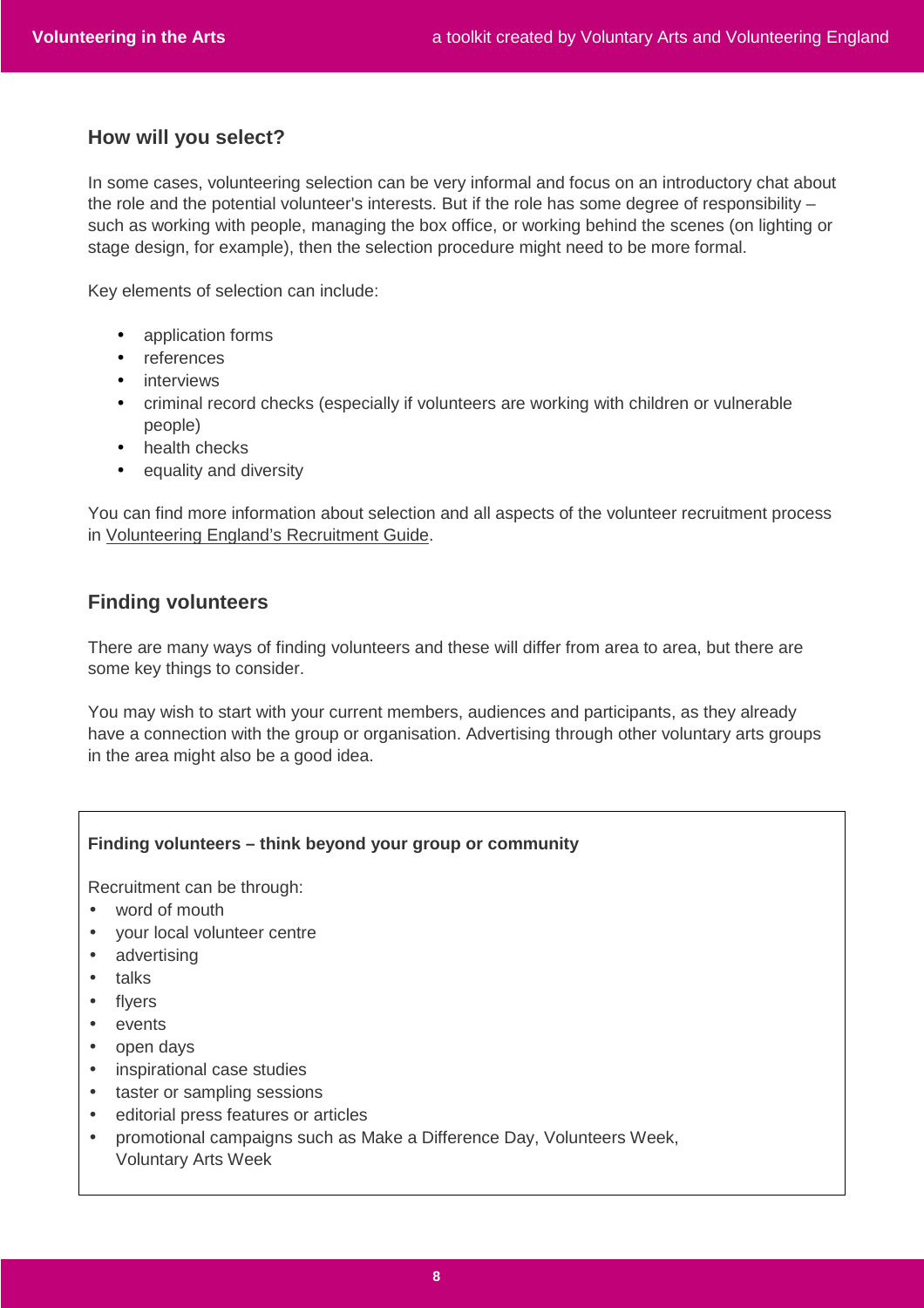## How will you select?

In some cases, volunteering selection can be very informal and focus on an introductory chat about the role and the potential volunteer's interests. But if the role has some degree of responsibility – such as working with people, managing the box office, or working behind the scenes (on lighting or stage design, for example), then the selection procedure might need to be more formal.

Key elements of selection can include:

- application forms
- references
- interviews
- criminal record checks (especially if volunteers are working with children or vulnerable people)
- health checks
- equality and diversity

You can find more information about selection and all aspects of the volunteer recruitment process in Volunteering England's Recruitment Guide.

## Finding volunteers

There are many ways of finding volunteers and these will differ from area to area, but there are some key things to consider.

You may wish to start with your current members, audiences and participants, as they already have a connection with the group or organisation. Advertising through other voluntary arts groups in the area might also be a good idea.

**Finding volunteers – think beyond your group or community**

Recruitment can be through:

- word of mouth
- your local volunteer centre
- advertising
- talks
- flyers
- events
- open days
- inspirational case studies
- taster or sampling sessions
- editorial press features or articles
- promotional campaigns such as Make a Difference Day, Volunteers Week, Voluntary Arts Week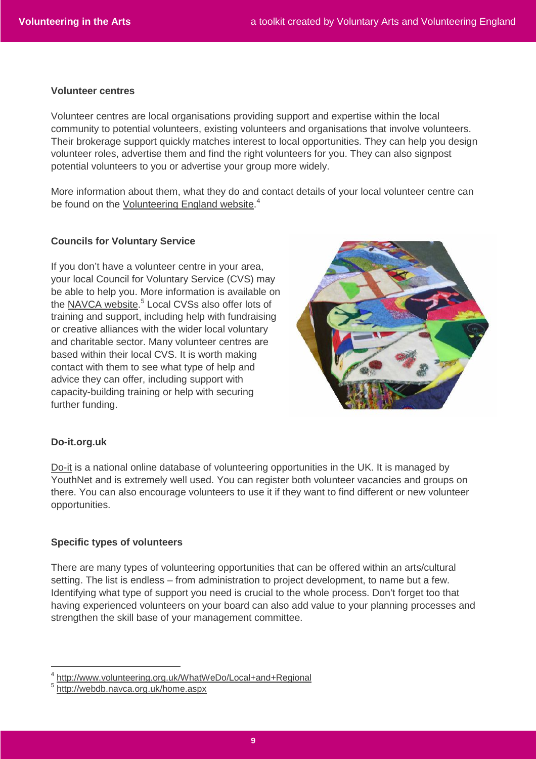#### Volunteer centres

Volunteer centres are local organisations providing support and expertise within the local community to potential volunteers, existing volunteers and organisations that involve volunteers. Their brokerage support quickly matches interest to local opportunities. They can help you design volunteer roles, advertise them and find the right volunteers for you. They can also signpost potential volunteers to you or advertise your group more widely.

More information about them, what they do and contact details of your local volunteer centre can be found on the Volunteering England website.[4]

#### Councils for Voluntary Service

If you don't have a volunteer centre in your area, your local Council for Voluntary Service (CVS) may be able to help you. More information is available on the NAVCA website.[5] Local CVSs also offer lots of training and support, including help with fundraising or creative alliances with the wider local voluntary and charitable sector. Many volunteer centres are based within their local CVS. It is worth making contact with them to see what type of help and advice they can offer, including support with capacity-building training or help with securing further funding.

#### Do-it.org.uk

Do-it is a national online database of volunteering opportunities in the UK. It is managed by YouthNet and is extremely well used. You can register both volunteer vacancies and groups on there. You can also encourage volunteers to use it if they want to find different or new volunteer opportunities.

#### Specific types of volunteers

There are many types of volunteering opportunities that can be offered within an arts/cultural setting. The list is endless – from administration to project development, to name but a few. Identifying what type of support you need is crucial to the whole process. Don't forget too that having experienced volunteers on your board can also add value to your planning processes and strengthen the skill base of your management committee.

---

[4] http://www.volunteering.org.uk/WhatWeDo/Local+and+Regional

[5] http://webdb.navca.org.uk/home.aspx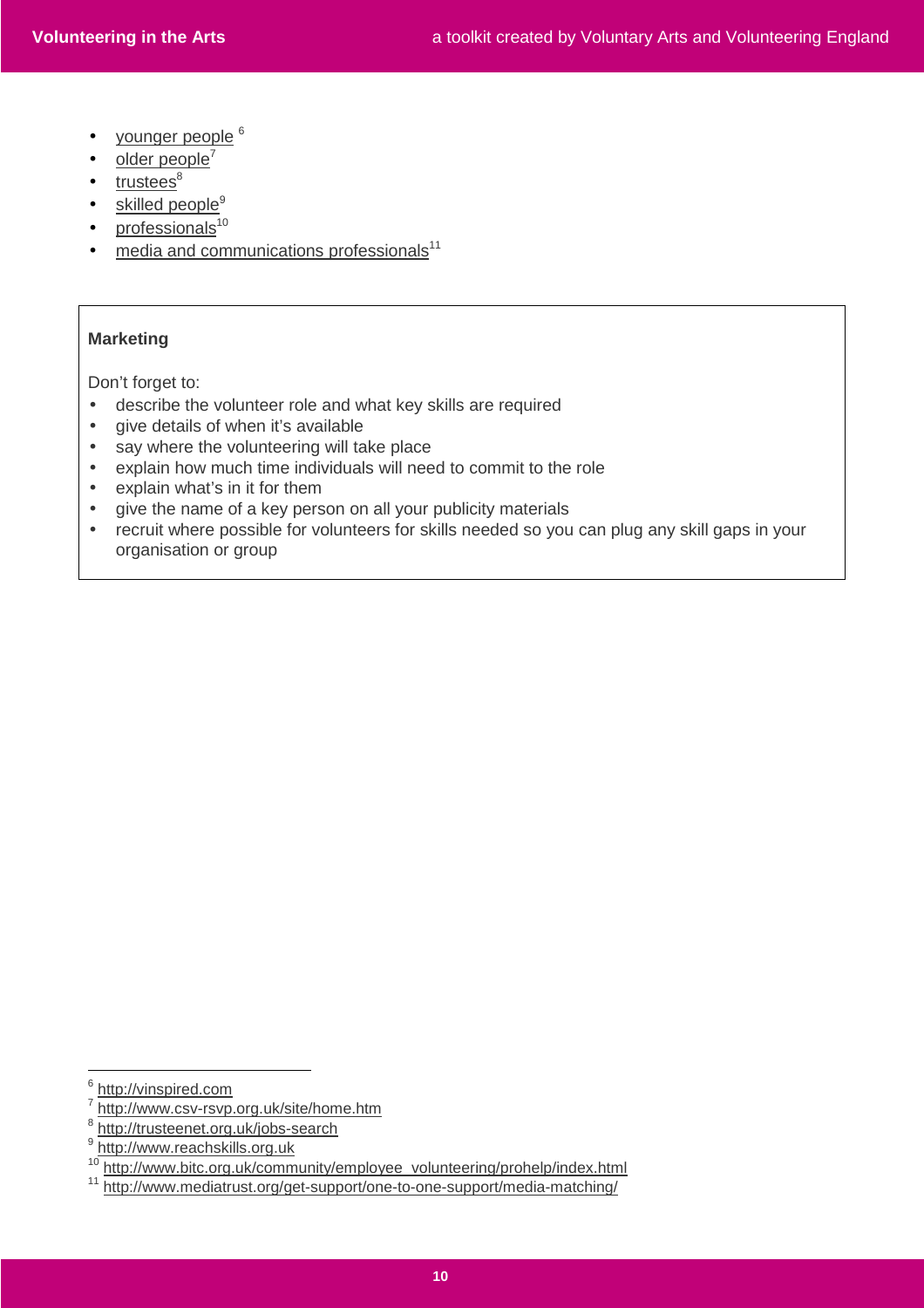- younger people [6]
- older people [7]
- trustees [8]
- skilled people [9]
- professionals [10]
- media and communications professionals [11]

**Marketing**

Don't forget to:

- describe the volunteer role and what key skills are required
- give details of when it's available
- say where the volunteering will take place
- explain how much time individuals will need to commit to the role
- explain what's in it for them
- give the name of a key person on all your publicity materials
- recruit where possible for volunteers for skills needed so you can plug any skill gaps in your organisation or group

---

[6] http://vinspired.com
[7] http://www.csv-rsvp.org.uk/site/home.htm
[8] http://trusteenet.org.uk/jobs-search
[9] http://www.reachskills.org.uk
[10] http://www.bitc.org.uk/community/employee_volunteering/prohelp/index.html
[11] http://www.mediatrust.org/get-support/one-to-one-support/media-matching/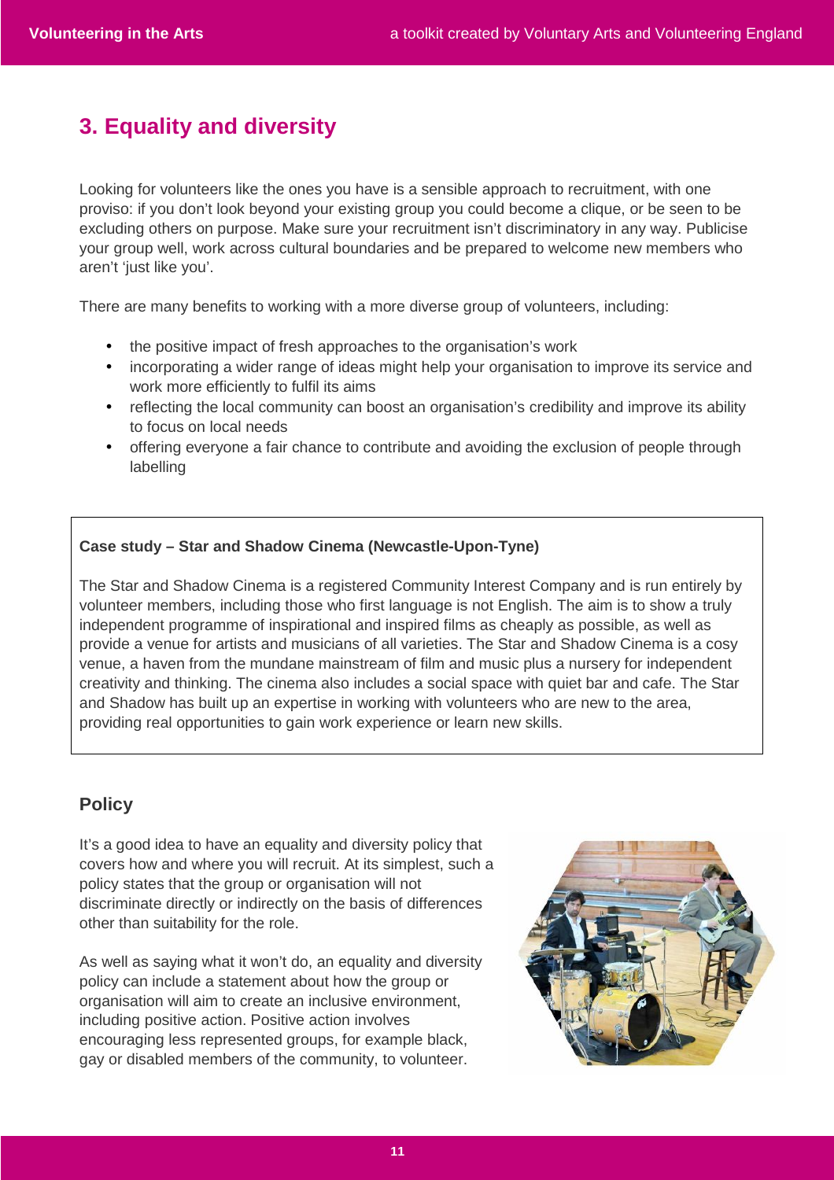## 3. Equality and diversity

Looking for volunteers like the ones you have is a sensible approach to recruitment, with one proviso: if you don't look beyond your existing group you could become a clique, or be seen to be excluding others on purpose. Make sure your recruitment isn't discriminatory in any way. Publicise your group well, work across cultural boundaries and be prepared to welcome new members who aren't 'just like you'.

There are many benefits to working with a more diverse group of volunteers, including:

- the positive impact of fresh approaches to the organisation's work
- incorporating a wider range of ideas might help your organisation to improve its service and work more efficiently to fulfil its aims
- reflecting the local community can boost an organisation's credibility and improve its ability to focus on local needs
- offering everyone a fair chance to contribute and avoiding the exclusion of people through labelling

**Case study – Star and Shadow Cinema (Newcastle-Upon-Tyne)**

The Star and Shadow Cinema is a registered Community Interest Company and is run entirely by volunteer members, including those who first language is not English. The aim is to show a truly independent programme of inspirational and inspired films as cheaply as possible, as well as provide a venue for artists and musicians of all varieties. The Star and Shadow Cinema is a cosy venue, a haven from the mundane mainstream of film and music plus a nursery for independent creativity and thinking. The cinema also includes a social space with quiet bar and cafe. The Star and Shadow has built up an expertise in working with volunteers who are new to the area, providing real opportunities to gain work experience or learn new skills.

### Policy

It's a good idea to have an equality and diversity policy that covers how and where you will recruit. At its simplest, such a policy states that the group or organisation will not discriminate directly or indirectly on the basis of differences other than suitability for the role.

As well as saying what it won't do, an equality and diversity policy can include a statement about how the group or organisation will aim to create an inclusive environment, including positive action. Positive action involves encouraging less represented groups, for example black, gay or disabled members of the community, to volunteer.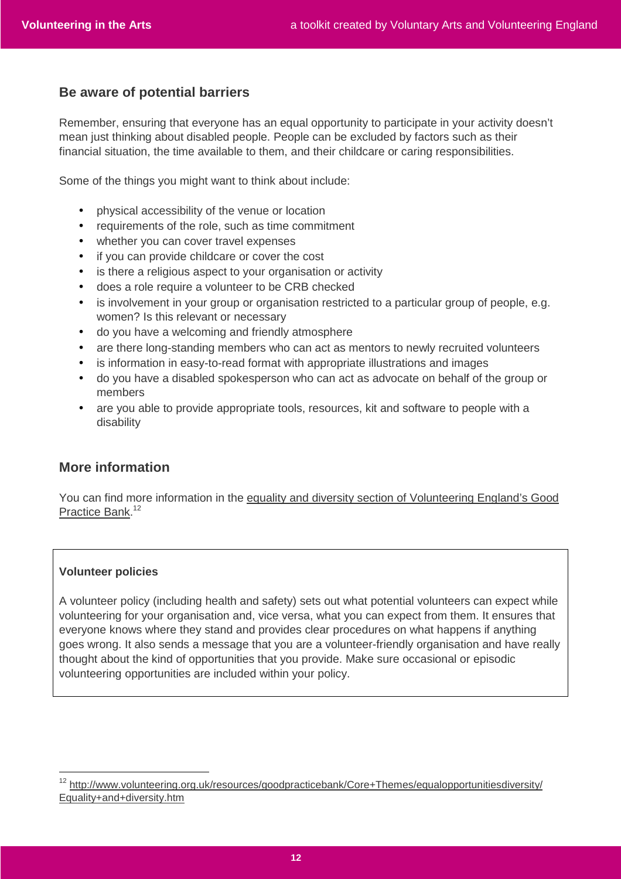## Be aware of potential barriers

Remember, ensuring that everyone has an equal opportunity to participate in your activity doesn't mean just thinking about disabled people. People can be excluded by factors such as their financial situation, the time available to them, and their childcare or caring responsibilities.

Some of the things you might want to think about include:

- physical accessibility of the venue or location
- requirements of the role, such as time commitment
- whether you can cover travel expenses
- if you can provide childcare or cover the cost
- is there a religious aspect to your organisation or activity
- does a role require a volunteer to be CRB checked
- is involvement in your group or organisation restricted to a particular group of people, e.g. women? Is this relevant or necessary
- do you have a welcoming and friendly atmosphere
- are there long-standing members who can act as mentors to newly recruited volunteers
- is information in easy-to-read format with appropriate illustrations and images
- do you have a disabled spokesperson who can act as advocate on behalf of the group or members
- are you able to provide appropriate tools, resources, kit and software to people with a disability

## More information

You can find more information in the equality and diversity section of Volunteering England's Good Practice Bank.[12]

**Volunteer policies**

A volunteer policy (including health and safety) sets out what potential volunteers can expect while volunteering for your organisation and, vice versa, what you can expect from them. It ensures that everyone knows where they stand and provides clear procedures on what happens if anything goes wrong. It also sends a message that you are a volunteer-friendly organisation and have really thought about the kind of opportunities that you provide. Make sure occasional or episodic volunteering opportunities are included within your policy.

---

[12] http://www.volunteering.org.uk/resources/goodpracticebank/Core+Themes/equalopportunitiesdiversity/Equality+and+diversity.htm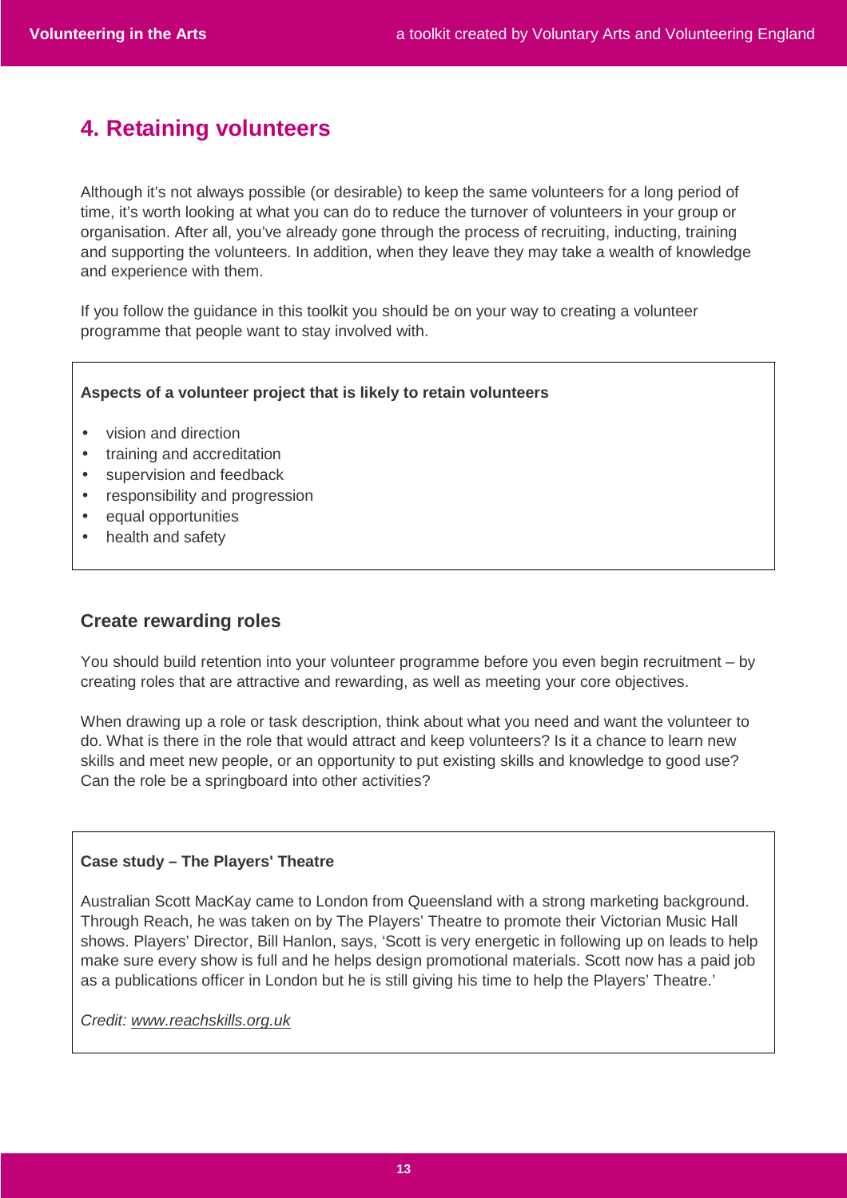## 4. Retaining volunteers

Although it's not always possible (or desirable) to keep the same volunteers for a long period of time, it's worth looking at what you can do to reduce the turnover of volunteers in your group or organisation. After all, you've already gone through the process of recruiting, inducting, training and supporting the volunteers. In addition, when they leave they may take a wealth of knowledge and experience with them.

If you follow the guidance in this toolkit you should be on your way to creating a volunteer programme that people want to stay involved with.

**Aspects of a volunteer project that is likely to retain volunteers**

- vision and direction
- training and accreditation
- supervision and feedback
- responsibility and progression
- equal opportunities
- health and safety

### Create rewarding roles

You should build retention into your volunteer programme before you even begin recruitment – by creating roles that are attractive and rewarding, as well as meeting your core objectives.

When drawing up a role or task description, think about what you need and want the volunteer to do. What is there in the role that would attract and keep volunteers? Is it a chance to learn new skills and meet new people, or an opportunity to put existing skills and knowledge to good use? Can the role be a springboard into other activities?

**Case study – The Players' Theatre**

Australian Scott MacKay came to London from Queensland with a strong marketing background. Through Reach, he was taken on by The Players' Theatre to promote their Victorian Music Hall shows. Players' Director, Bill Hanlon, says, 'Scott is very energetic in following up on leads to help make sure every show is full and he helps design promotional materials. Scott now has a paid job as a publications officer in London but he is still giving his time to help the Players' Theatre.'

*Credit: www.reachskills.org.uk*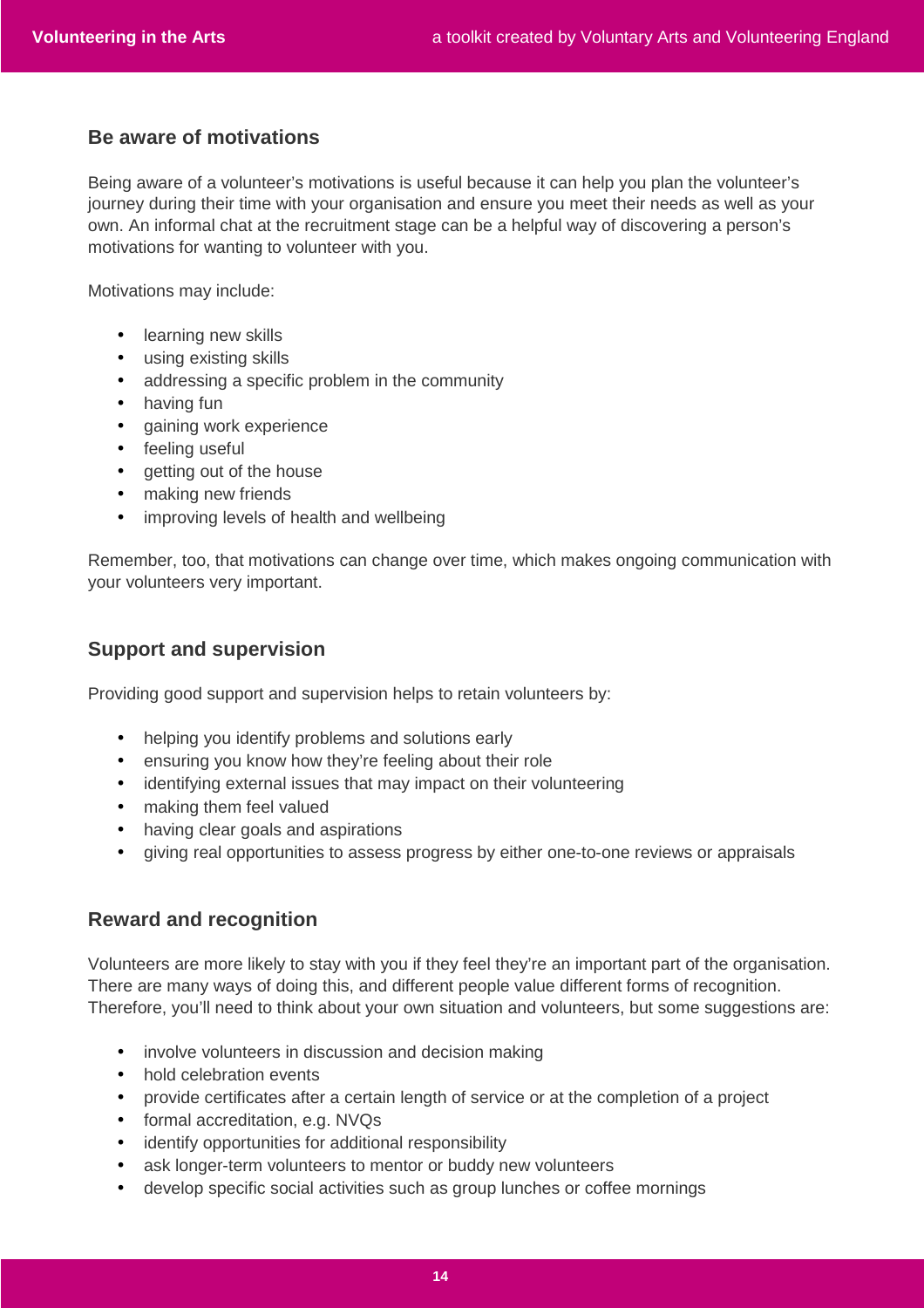## Be aware of motivations

Being aware of a volunteer's motivations is useful because it can help you plan the volunteer's journey during their time with your organisation and ensure you meet their needs as well as your own. An informal chat at the recruitment stage can be a helpful way of discovering a person's motivations for wanting to volunteer with you.

Motivations may include:

- learning new skills
- using existing skills
- addressing a specific problem in the community
- having fun
- gaining work experience
- feeling useful
- getting out of the house
- making new friends
- improving levels of health and wellbeing

Remember, too, that motivations can change over time, which makes ongoing communication with your volunteers very important.

## Support and supervision

Providing good support and supervision helps to retain volunteers by:

- helping you identify problems and solutions early
- ensuring you know how they're feeling about their role
- identifying external issues that may impact on their volunteering
- making them feel valued
- having clear goals and aspirations
- giving real opportunities to assess progress by either one-to-one reviews or appraisals

## Reward and recognition

Volunteers are more likely to stay with you if they feel they're an important part of the organisation. There are many ways of doing this, and different people value different forms of recognition. Therefore, you'll need to think about your own situation and volunteers, but some suggestions are:

- involve volunteers in discussion and decision making
- hold celebration events
- provide certificates after a certain length of service or at the completion of a project
- formal accreditation, e.g. NVQs
- identify opportunities for additional responsibility
- ask longer-term volunteers to mentor or buddy new volunteers
- develop specific social activities such as group lunches or coffee mornings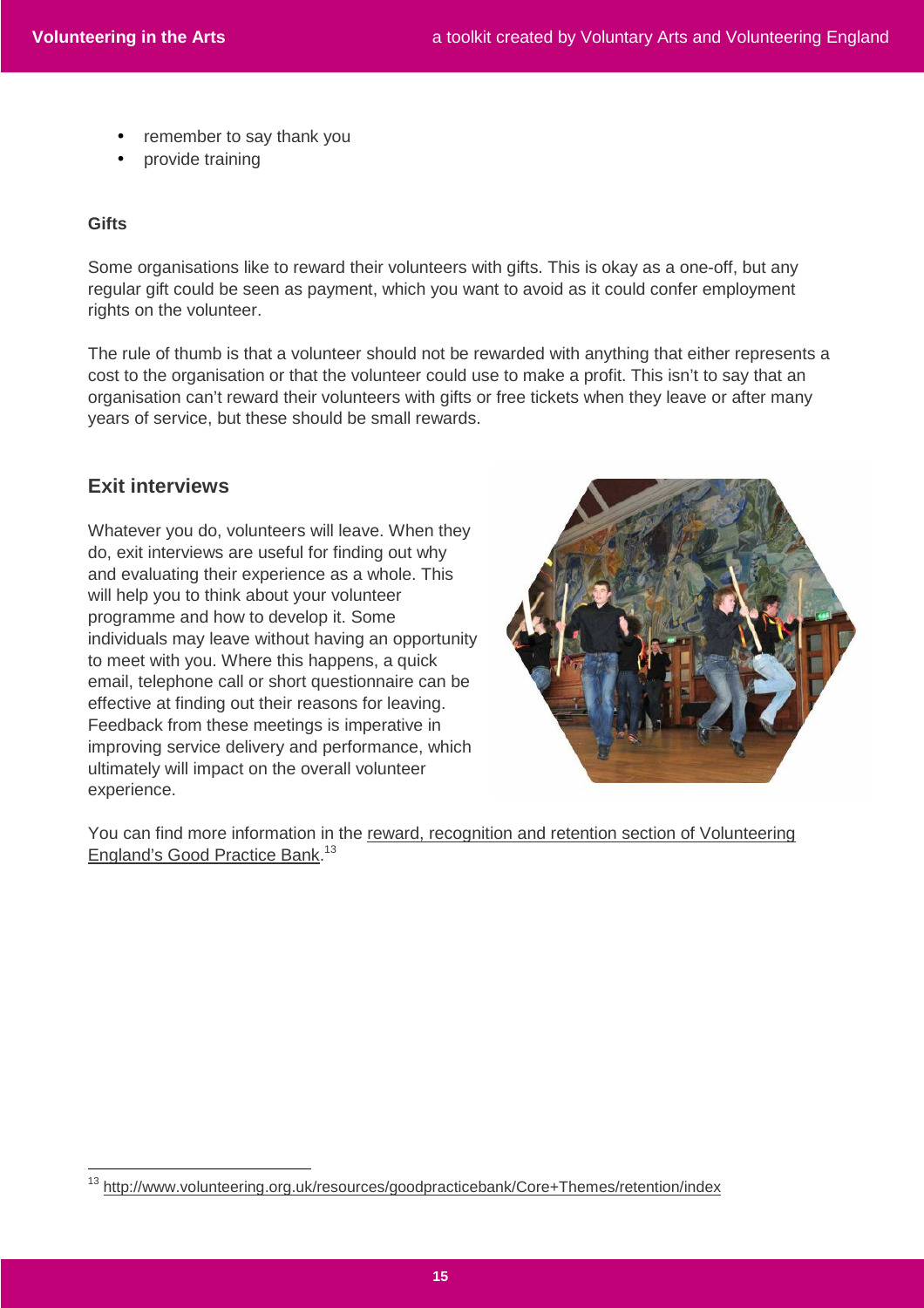- remember to say thank you
- provide training

**Gifts**

Some organisations like to reward their volunteers with gifts. This is okay as a one-off, but any regular gift could be seen as payment, which you want to avoid as it could confer employment rights on the volunteer.

The rule of thumb is that a volunteer should not be rewarded with anything that either represents a cost to the organisation or that the volunteer could use to make a profit. This isn't to say that an organisation can't reward their volunteers with gifts or free tickets when they leave or after many years of service, but these should be small rewards.

## Exit interviews

Whatever you do, volunteers will leave. When they do, exit interviews are useful for finding out why and evaluating their experience as a whole. This will help you to think about your volunteer programme and how to develop it. Some individuals may leave without having an opportunity to meet with you. Where this happens, a quick email, telephone call or short questionnaire can be effective at finding out their reasons for leaving. Feedback from these meetings is imperative in improving service delivery and performance, which ultimately will impact on the overall volunteer experience.

You can find more information in the reward, recognition and retention section of Volunteering England's Good Practice Bank.[13]

[13] http://www.volunteering.org.uk/resources/goodpracticebank/Core+Themes/retention/index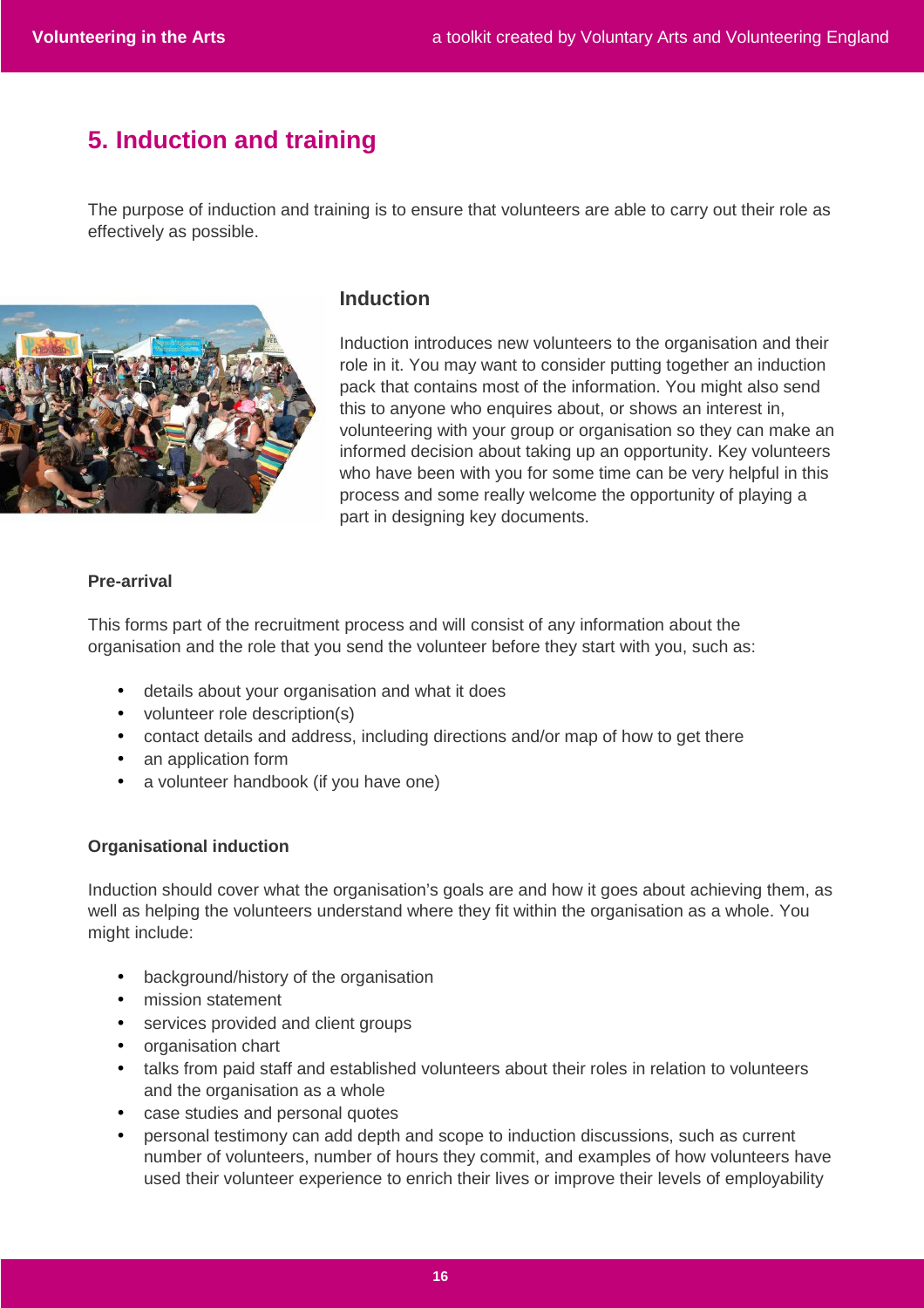# 5. Induction and training

The purpose of induction and training is to ensure that volunteers are able to carry out their role as effectively as possible.

## Induction

Induction introduces new volunteers to the organisation and their role in it. You may want to consider putting together an induction pack that contains most of the information. You might also send this to anyone who enquires about, or shows an interest in, volunteering with your group or organisation so they can make an informed decision about taking up an opportunity. Key volunteers who have been with you for some time can be very helpful in this process and some really welcome the opportunity of playing a part in designing key documents.

**Pre-arrival**

This forms part of the recruitment process and will consist of any information about the organisation and the role that you send the volunteer before they start with you, such as:

- details about your organisation and what it does
- volunteer role description(s)
- contact details and address, including directions and/or map of how to get there
- an application form
- a volunteer handbook (if you have one)

**Organisational induction**

Induction should cover what the organisation's goals are and how it goes about achieving them, as well as helping the volunteers understand where they fit within the organisation as a whole. You might include:

- background/history of the organisation
- mission statement
- services provided and client groups
- organisation chart
- talks from paid staff and established volunteers about their roles in relation to volunteers and the organisation as a whole
- case studies and personal quotes
- personal testimony can add depth and scope to induction discussions, such as current number of volunteers, number of hours they commit, and examples of how volunteers have used their volunteer experience to enrich their lives or improve their levels of employability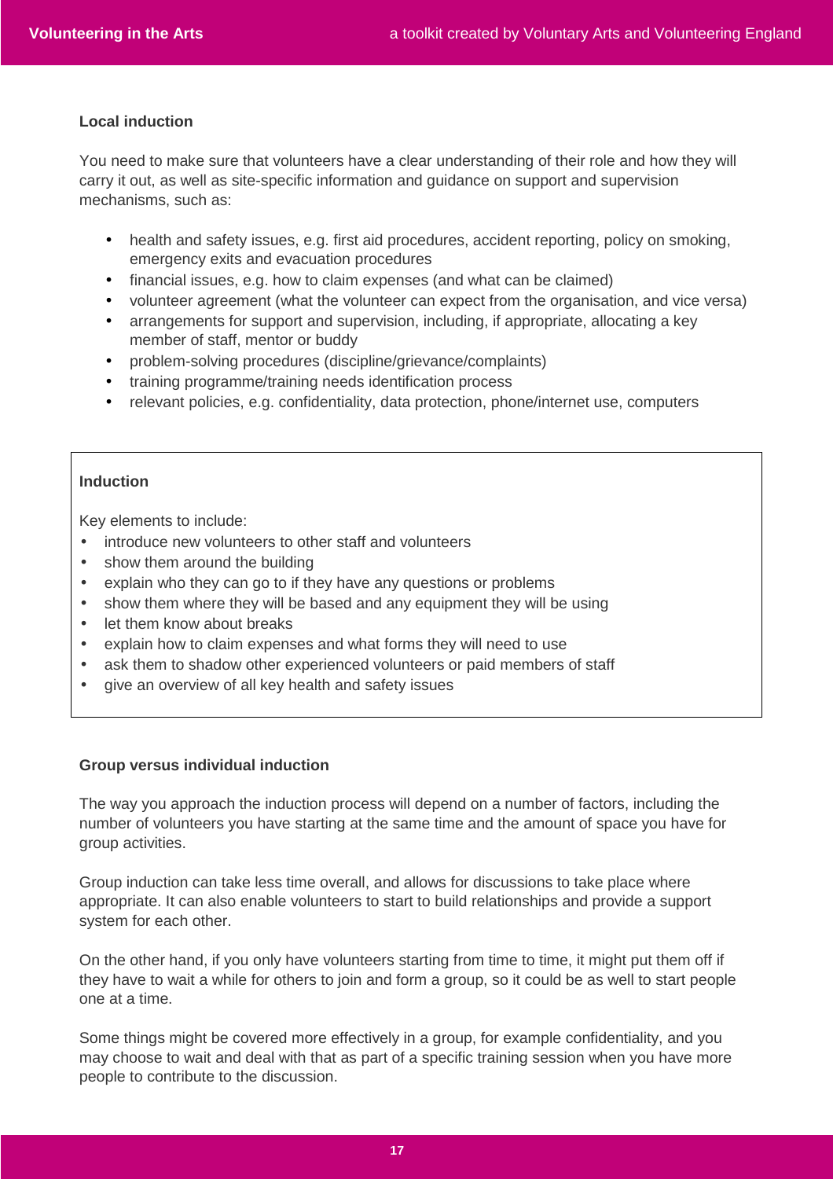### Local induction

You need to make sure that volunteers have a clear understanding of their role and how they will carry it out, as well as site-specific information and guidance on support and supervision mechanisms, such as:

- health and safety issues, e.g. first aid procedures, accident reporting, policy on smoking, emergency exits and evacuation procedures
- financial issues, e.g. how to claim expenses (and what can be claimed)
- volunteer agreement (what the volunteer can expect from the organisation, and vice versa)
- arrangements for support and supervision, including, if appropriate, allocating a key member of staff, mentor or buddy
- problem-solving procedures (discipline/grievance/complaints)
- training programme/training needs identification process
- relevant policies, e.g. confidentiality, data protection, phone/internet use, computers

**Induction**

Key elements to include:

- introduce new volunteers to other staff and volunteers
- show them around the building
- explain who they can go to if they have any questions or problems
- show them where they will be based and any equipment they will be using
- let them know about breaks
- explain how to claim expenses and what forms they will need to use
- ask them to shadow other experienced volunteers or paid members of staff
- give an overview of all key health and safety issues

### Group versus individual induction

The way you approach the induction process will depend on a number of factors, including the number of volunteers you have starting at the same time and the amount of space you have for group activities.

Group induction can take less time overall, and allows for discussions to take place where appropriate. It can also enable volunteers to start to build relationships and provide a support system for each other.

On the other hand, if you only have volunteers starting from time to time, it might put them off if they have to wait a while for others to join and form a group, so it could be as well to start people one at a time.

Some things might be covered more effectively in a group, for example confidentiality, and you may choose to wait and deal with that as part of a specific training session when you have more people to contribute to the discussion.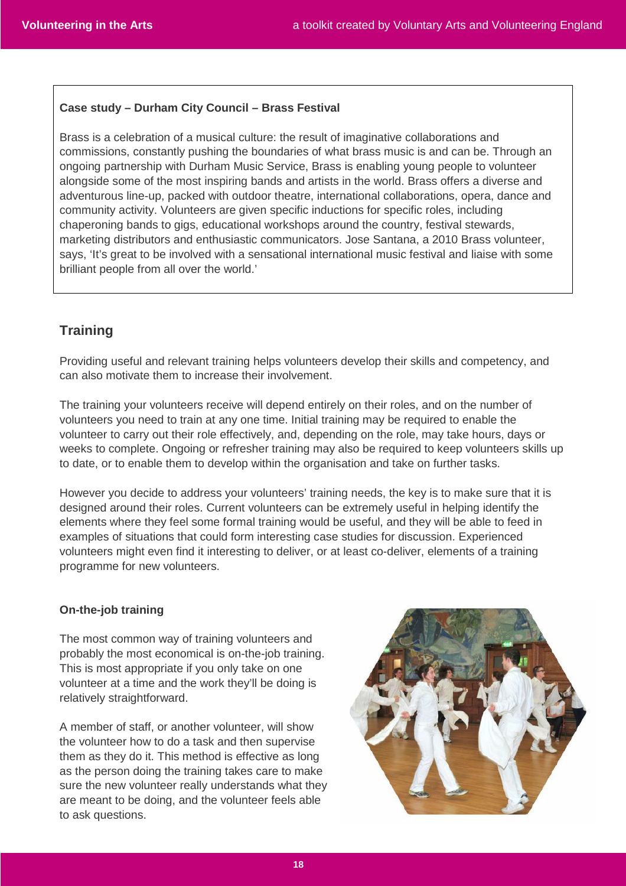**Case study – Durham City Council – Brass Festival**

Brass is a celebration of a musical culture: the result of imaginative collaborations and commissions, constantly pushing the boundaries of what brass music is and can be. Through an ongoing partnership with Durham Music Service, Brass is enabling young people to volunteer alongside some of the most inspiring bands and artists in the world. Brass offers a diverse and adventurous line-up, packed with outdoor theatre, international collaborations, opera, dance and community activity. Volunteers are given specific inductions for specific roles, including chaperoning bands to gigs, educational workshops around the country, festival stewards, marketing distributors and enthusiastic communicators. Jose Santana, a 2010 Brass volunteer, says, 'It's great to be involved with a sensational international music festival and liaise with some brilliant people from all over the world.'

## Training

Providing useful and relevant training helps volunteers develop their skills and competency, and can also motivate them to increase their involvement.

The training your volunteers receive will depend entirely on their roles, and on the number of volunteers you need to train at any one time. Initial training may be required to enable the volunteer to carry out their role effectively, and, depending on the role, may take hours, days or weeks to complete. Ongoing or refresher training may also be required to keep volunteers skills up to date, or to enable them to develop within the organisation and take on further tasks.

However you decide to address your volunteers' training needs, the key is to make sure that it is designed around their roles. Current volunteers can be extremely useful in helping identify the elements where they feel some formal training would be useful, and they will be able to feed in examples of situations that could form interesting case studies for discussion. Experienced volunteers might even find it interesting to deliver, or at least co-deliver, elements of a training programme for new volunteers.

### On-the-job training

The most common way of training volunteers and probably the most economical is on-the-job training. This is most appropriate if you only take on one volunteer at a time and the work they'll be doing is relatively straightforward.

A member of staff, or another volunteer, will show the volunteer how to do a task and then supervise them as they do it. This method is effective as long as the person doing the training takes care to make sure the new volunteer really understands what they are meant to be doing, and the volunteer feels able to ask questions.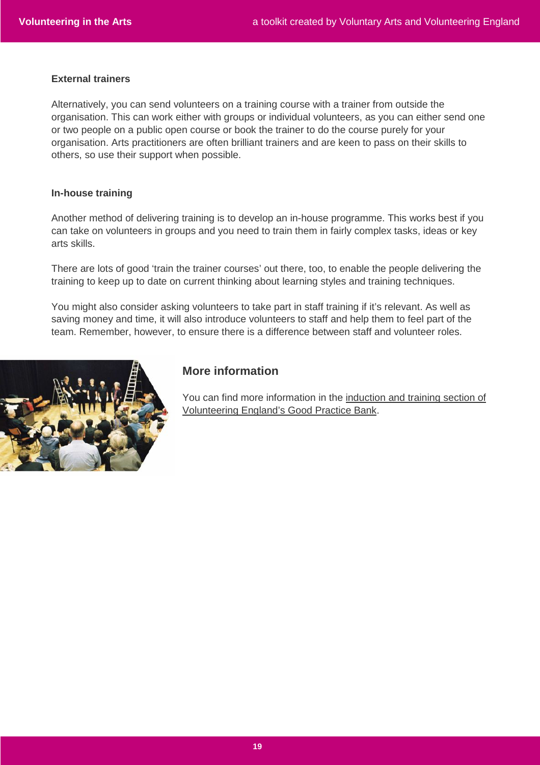### External trainers

Alternatively, you can send volunteers on a training course with a trainer from outside the organisation. This can work either with groups or individual volunteers, as you can either send one or two people on a public open course or book the trainer to do the course purely for your organisation. Arts practitioners are often brilliant trainers and are keen to pass on their skills to others, so use their support when possible.

### In-house training

Another method of delivering training is to develop an in-house programme. This works best if you can take on volunteers in groups and you need to train them in fairly complex tasks, ideas or key arts skills.

There are lots of good 'train the trainer courses' out there, too, to enable the people delivering the training to keep up to date on current thinking about learning styles and training techniques.

You might also consider asking volunteers to take part in staff training if it's relevant. As well as saving money and time, it will also introduce volunteers to staff and help them to feel part of the team. Remember, however, to ensure there is a difference between staff and volunteer roles.

## More information

You can find more information in the induction and training section of Volunteering England's Good Practice Bank.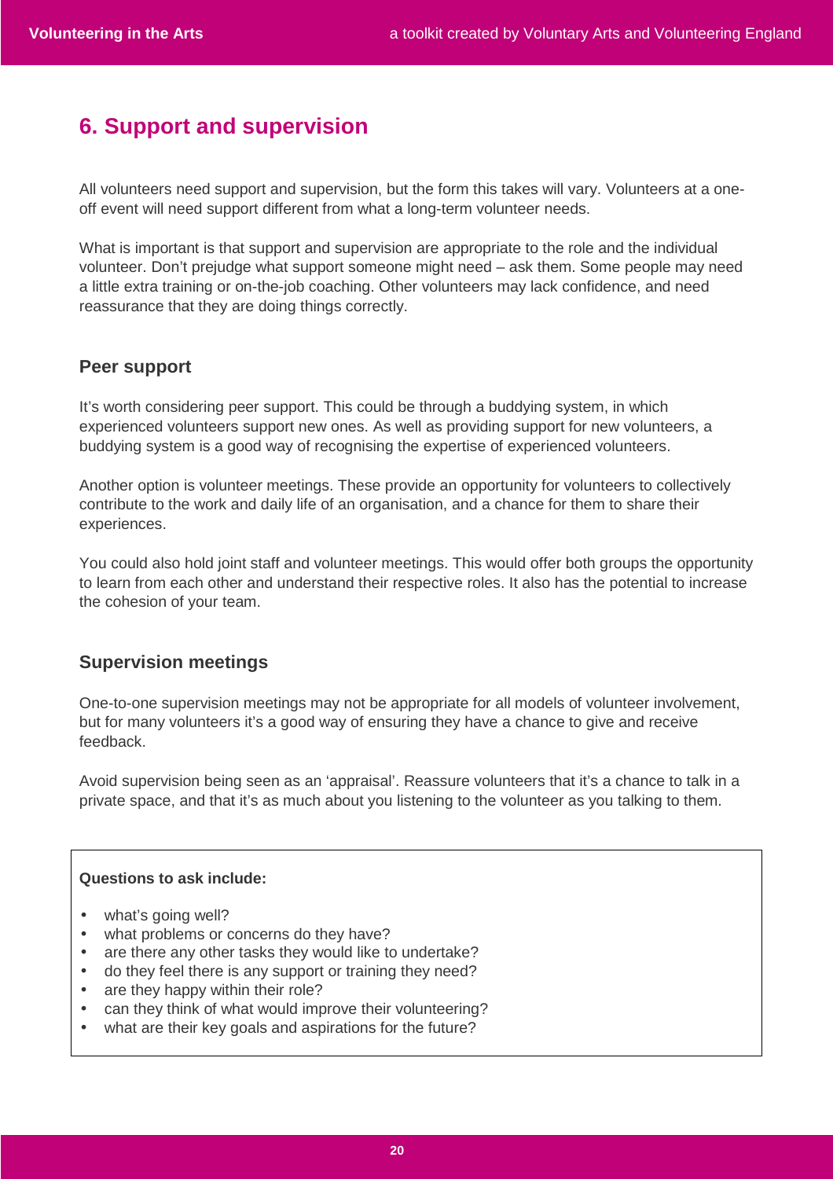## 6. Support and supervision

All volunteers need support and supervision, but the form this takes will vary. Volunteers at a one-off event will need support different from what a long-term volunteer needs.

What is important is that support and supervision are appropriate to the role and the individual volunteer. Don't prejudge what support someone might need – ask them. Some people may need a little extra training or on-the-job coaching. Other volunteers may lack confidence, and need reassurance that they are doing things correctly.

### Peer support

It's worth considering peer support. This could be through a buddying system, in which experienced volunteers support new ones. As well as providing support for new volunteers, a buddying system is a good way of recognising the expertise of experienced volunteers.

Another option is volunteer meetings. These provide an opportunity for volunteers to collectively contribute to the work and daily life of an organisation, and a chance for them to share their experiences.

You could also hold joint staff and volunteer meetings. This would offer both groups the opportunity to learn from each other and understand their respective roles. It also has the potential to increase the cohesion of your team.

### Supervision meetings

One-to-one supervision meetings may not be appropriate for all models of volunteer involvement, but for many volunteers it's a good way of ensuring they have a chance to give and receive feedback.

Avoid supervision being seen as an 'appraisal'. Reassure volunteers that it's a chance to talk in a private space, and that it's as much about you listening to the volunteer as you talking to them.

**Questions to ask include:**

- what's going well?
- what problems or concerns do they have?
- are there any other tasks they would like to undertake?
- do they feel there is any support or training they need?
- are they happy within their role?
- can they think of what would improve their volunteering?
- what are their key goals and aspirations for the future?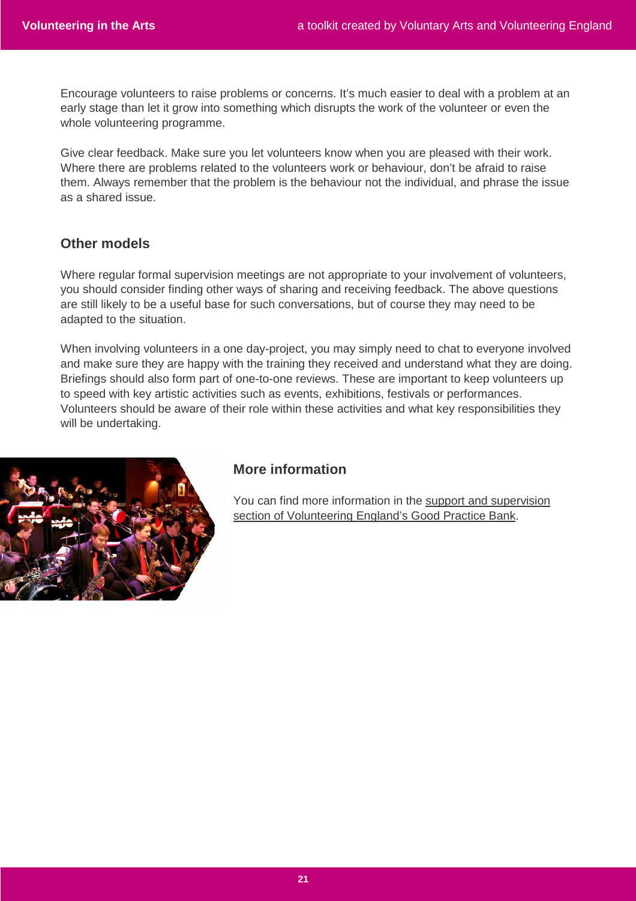Encourage volunteers to raise problems or concerns. It's much easier to deal with a problem at an early stage than let it grow into something which disrupts the work of the volunteer or even the whole volunteering programme.

Give clear feedback. Make sure you let volunteers know when you are pleased with their work. Where there are problems related to the volunteers work or behaviour, don't be afraid to raise them. Always remember that the problem is the behaviour not the individual, and phrase the issue as a shared issue.

## Other models

Where regular formal supervision meetings are not appropriate to your involvement of volunteers, you should consider finding other ways of sharing and receiving feedback. The above questions are still likely to be a useful base for such conversations, but of course they may need to be adapted to the situation.

When involving volunteers in a one day-project, you may simply need to chat to everyone involved and make sure they are happy with the training they received and understand what they are doing. Briefings should also form part of one-to-one reviews. These are important to keep volunteers up to speed with key artistic activities such as events, exhibitions, festivals or performances. Volunteers should be aware of their role within these activities and what key responsibilities they will be undertaking.

## More information

You can find more information in the support and supervision section of Volunteering England's Good Practice Bank.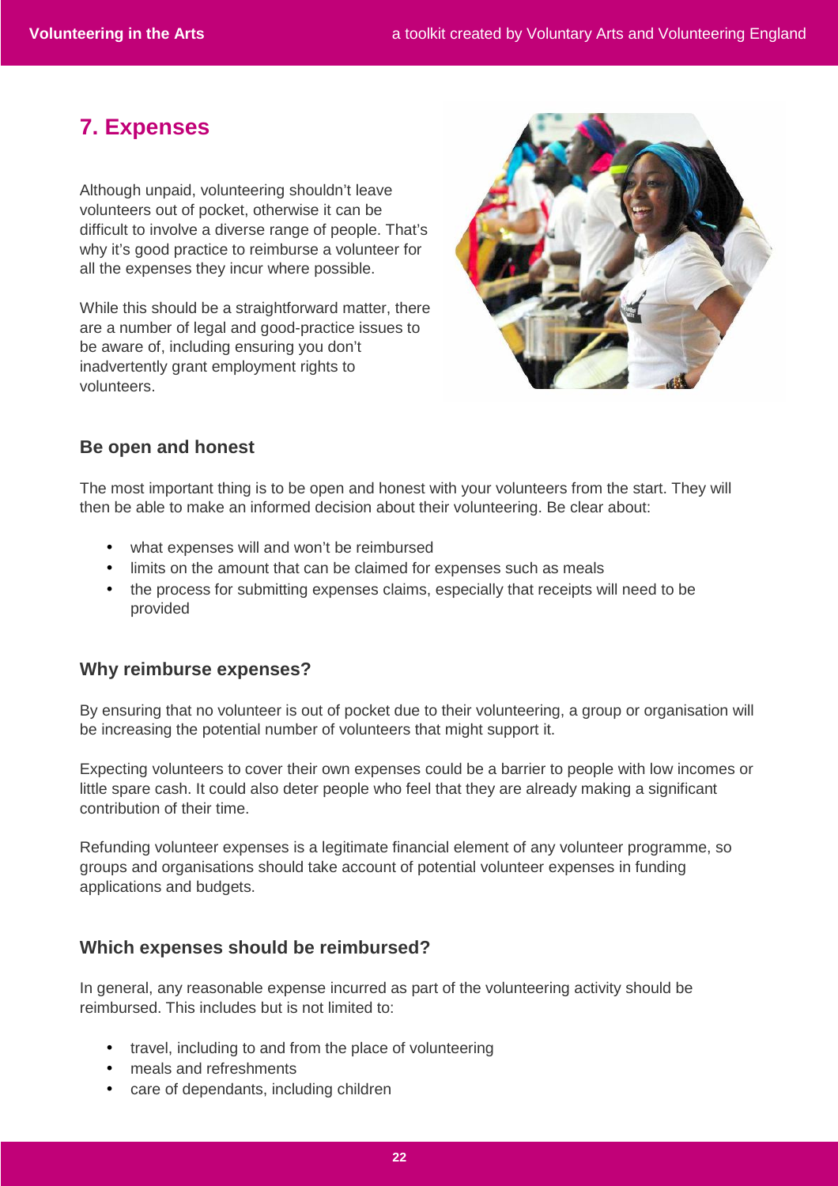## 7. Expenses

Although unpaid, volunteering shouldn't leave volunteers out of pocket, otherwise it can be difficult to involve a diverse range of people. That's why it's good practice to reimburse a volunteer for all the expenses they incur where possible.

While this should be a straightforward matter, there are a number of legal and good-practice issues to be aware of, including ensuring you don't inadvertently grant employment rights to volunteers.

### Be open and honest

The most important thing is to be open and honest with your volunteers from the start. They will then be able to make an informed decision about their volunteering. Be clear about:

- what expenses will and won't be reimbursed
- limits on the amount that can be claimed for expenses such as meals
- the process for submitting expenses claims, especially that receipts will need to be provided

### Why reimburse expenses?

By ensuring that no volunteer is out of pocket due to their volunteering, a group or organisation will be increasing the potential number of volunteers that might support it.

Expecting volunteers to cover their own expenses could be a barrier to people with low incomes or little spare cash. It could also deter people who feel that they are already making a significant contribution of their time.

Refunding volunteer expenses is a legitimate financial element of any volunteer programme, so groups and organisations should take account of potential volunteer expenses in funding applications and budgets.

### Which expenses should be reimbursed?

In general, any reasonable expense incurred as part of the volunteering activity should be reimbursed. This includes but is not limited to:

- travel, including to and from the place of volunteering
- meals and refreshments
- care of dependants, including children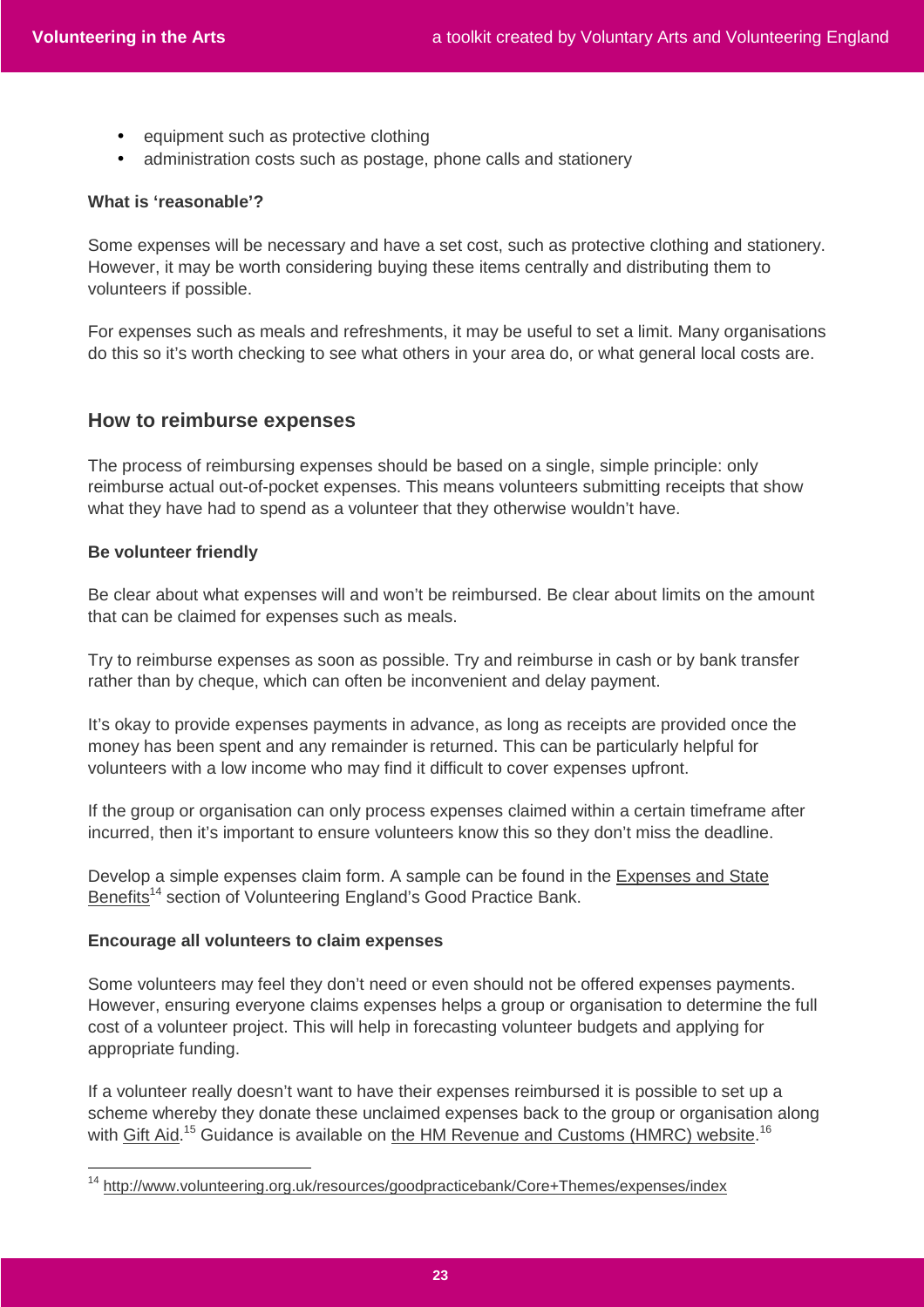- equipment such as protective clothing
- administration costs such as postage, phone calls and stationery

**What is 'reasonable'?**

Some expenses will be necessary and have a set cost, such as protective clothing and stationery. However, it may be worth considering buying these items centrally and distributing them to volunteers if possible.

For expenses such as meals and refreshments, it may be useful to set a limit. Many organisations do this so it's worth checking to see what others in your area do, or what general local costs are.

## How to reimburse expenses

The process of reimbursing expenses should be based on a single, simple principle: only reimburse actual out-of-pocket expenses. This means volunteers submitting receipts that show what they have had to spend as a volunteer that they otherwise wouldn't have.

**Be volunteer friendly**

Be clear about what expenses will and won't be reimbursed. Be clear about limits on the amount that can be claimed for expenses such as meals.

Try to reimburse expenses as soon as possible. Try and reimburse in cash or by bank transfer rather than by cheque, which can often be inconvenient and delay payment.

It's okay to provide expenses payments in advance, as long as receipts are provided once the money has been spent and any remainder is returned. This can be particularly helpful for volunteers with a low income who may find it difficult to cover expenses upfront.

If the group or organisation can only process expenses claimed within a certain timeframe after incurred, then it's important to ensure volunteers know this so they don't miss the deadline.

Develop a simple expenses claim form. A sample can be found in the Expenses and State Benefits[14] section of Volunteering England's Good Practice Bank.

**Encourage all volunteers to claim expenses**

Some volunteers may feel they don't need or even should not be offered expenses payments. However, ensuring everyone claims expenses helps a group or organisation to determine the full cost of a volunteer project. This will help in forecasting volunteer budgets and applying for appropriate funding.

If a volunteer really doesn't want to have their expenses reimbursed it is possible to set up a scheme whereby they donate these unclaimed expenses back to the group or organisation along with Gift Aid.[15] Guidance is available on the HM Revenue and Customs (HMRC) website.[16]

---

[14] http://www.volunteering.org.uk/resources/goodpracticebank/Core+Themes/expenses/index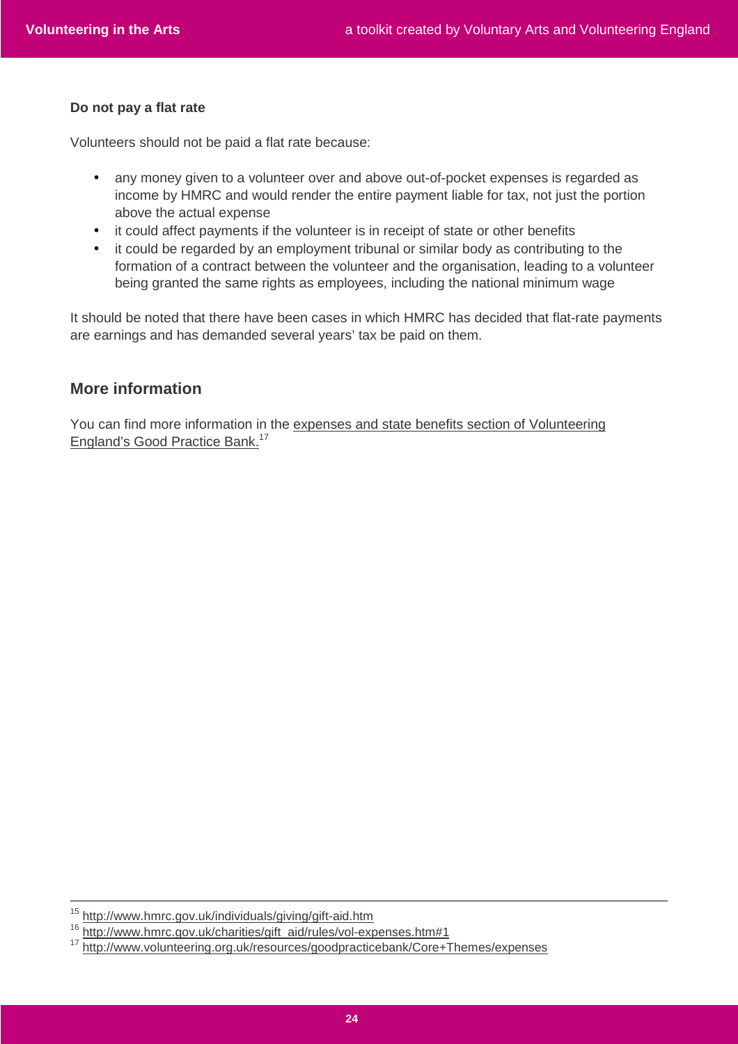**Do not pay a flat rate**

Volunteers should not be paid a flat rate because:

- any money given to a volunteer over and above out-of-pocket expenses is regarded as income by HMRC and would render the entire payment liable for tax, not just the portion above the actual expense
- it could affect payments if the volunteer is in receipt of state or other benefits
- it could be regarded by an employment tribunal or similar body as contributing to the formation of a contract between the volunteer and the organisation, leading to a volunteer being granted the same rights as employees, including the national minimum wage

It should be noted that there have been cases in which HMRC has decided that flat-rate payments are earnings and has demanded several years' tax be paid on them.

## More information

You can find more information in the expenses and state benefits section of Volunteering England's Good Practice Bank.[17]

---

[15] http://www.hmrc.gov.uk/individuals/giving/gift-aid.htm

[16] http://www.hmrc.gov.uk/charities/gift_aid/rules/vol-expenses.htm#1

[17] http://www.volunteering.org.uk/resources/goodpracticebank/Core+Themes/expenses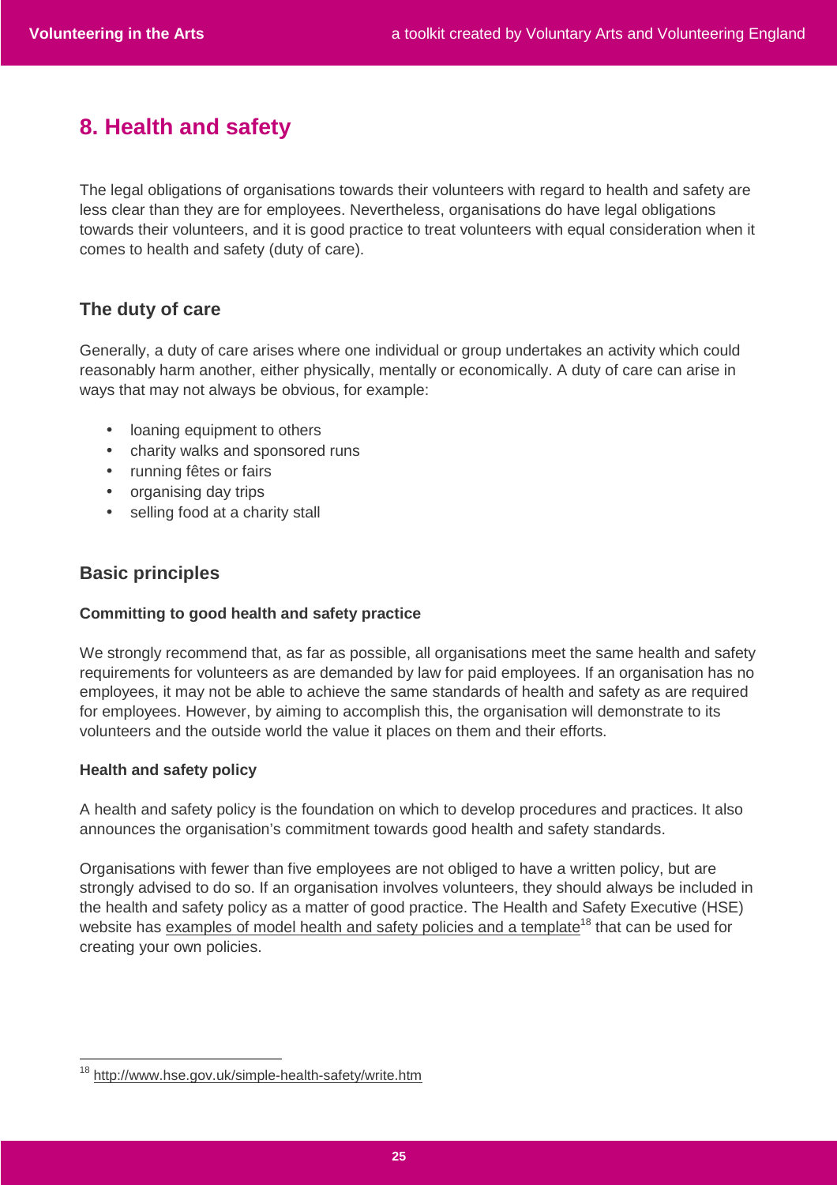# 8. Health and safety

The legal obligations of organisations towards their volunteers with regard to health and safety are less clear than they are for employees. Nevertheless, organisations do have legal obligations towards their volunteers, and it is good practice to treat volunteers with equal consideration when it comes to health and safety (duty of care).

## The duty of care

Generally, a duty of care arises where one individual or group undertakes an activity which could reasonably harm another, either physically, mentally or economically. A duty of care can arise in ways that may not always be obvious, for example:

- loaning equipment to others
- charity walks and sponsored runs
- running fêtes or fairs
- organising day trips
- selling food at a charity stall

## Basic principles

**Committing to good health and safety practice**

We strongly recommend that, as far as possible, all organisations meet the same health and safety requirements for volunteers as are demanded by law for paid employees. If an organisation has no employees, it may not be able to achieve the same standards of health and safety as are required for employees. However, by aiming to accomplish this, the organisation will demonstrate to its volunteers and the outside world the value it places on them and their efforts.

**Health and safety policy**

A health and safety policy is the foundation on which to develop procedures and practices. It also announces the organisation's commitment towards good health and safety standards.

Organisations with fewer than five employees are not obliged to have a written policy, but are strongly advised to do so. If an organisation involves volunteers, they should always be included in the health and safety policy as a matter of good practice. The Health and Safety Executive (HSE) website has examples of model health and safety policies and a template[18] that can be used for creating your own policies.

[18] http://www.hse.gov.uk/simple-health-safety/write.htm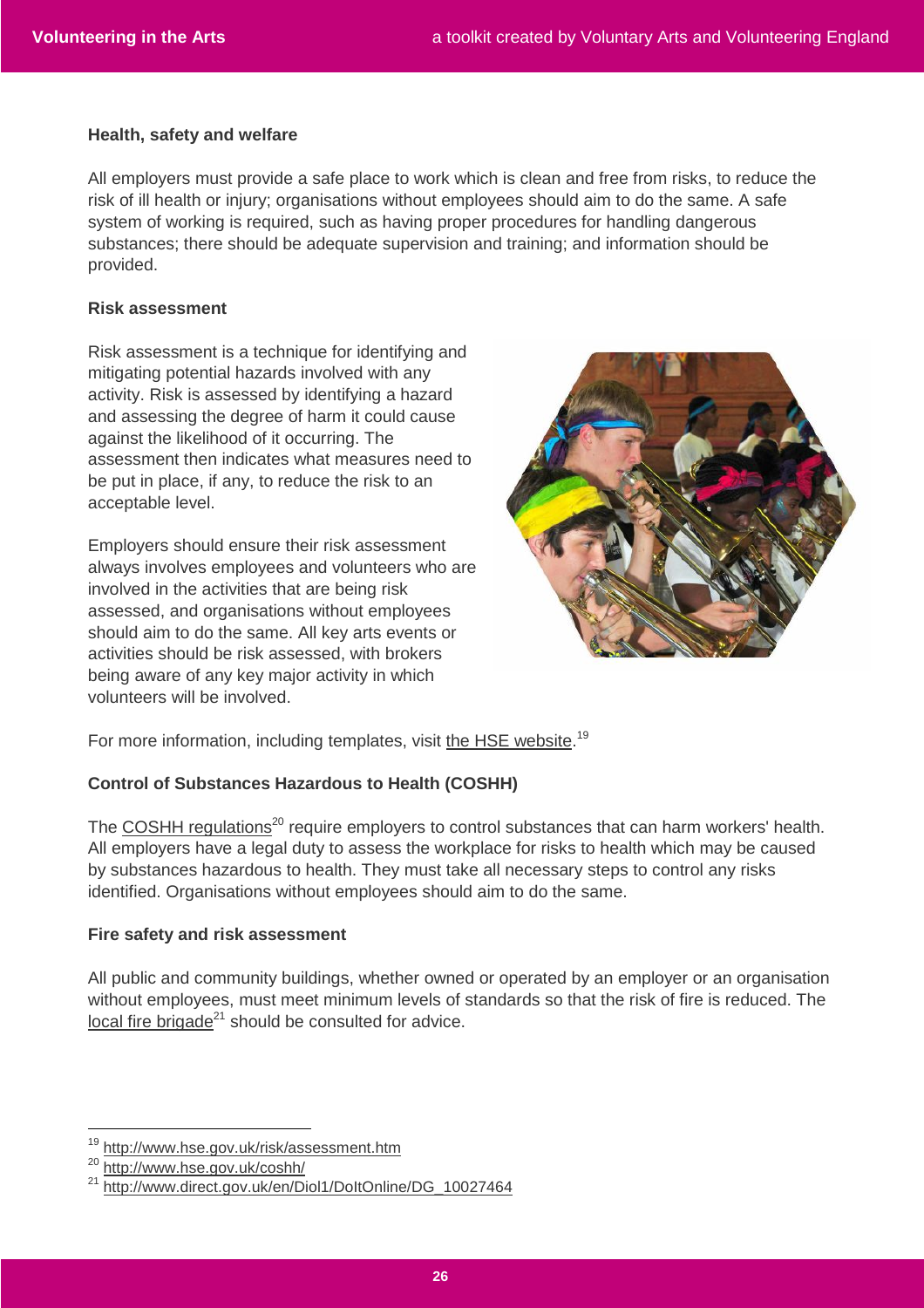### Health, safety and welfare

All employers must provide a safe place to work which is clean and free from risks, to reduce the risk of ill health or injury; organisations without employees should aim to do the same. A safe system of working is required, such as having proper procedures for handling dangerous substances; there should be adequate supervision and training; and information should be provided.

### Risk assessment

Risk assessment is a technique for identifying and mitigating potential hazards involved with any activity. Risk is assessed by identifying a hazard and assessing the degree of harm it could cause against the likelihood of it occurring. The assessment then indicates what measures need to be put in place, if any, to reduce the risk to an acceptable level.

Employers should ensure their risk assessment always involves employees and volunteers who are involved in the activities that are being risk assessed, and organisations without employees should aim to do the same. All key arts events or activities should be risk assessed, with brokers being aware of any key major activity in which volunteers will be involved.

For more information, including templates, visit the HSE website.[19]

### Control of Substances Hazardous to Health (COSHH)

The COSHH regulations[20] require employers to control substances that can harm workers' health. All employers have a legal duty to assess the workplace for risks to health which may be caused by substances hazardous to health. They must take all necessary steps to control any risks identified. Organisations without employees should aim to do the same.

### Fire safety and risk assessment

All public and community buildings, whether owned or operated by an employer or an organisation without employees, must meet minimum levels of standards so that the risk of fire is reduced. The local fire brigade[21] should be consulted for advice.

---

[19] http://www.hse.gov.uk/risk/assessment.htm

[20] http://www.hse.gov.uk/coshh/

[21] http://www.direct.gov.uk/en/Diol1/DoItOnline/DG_10027464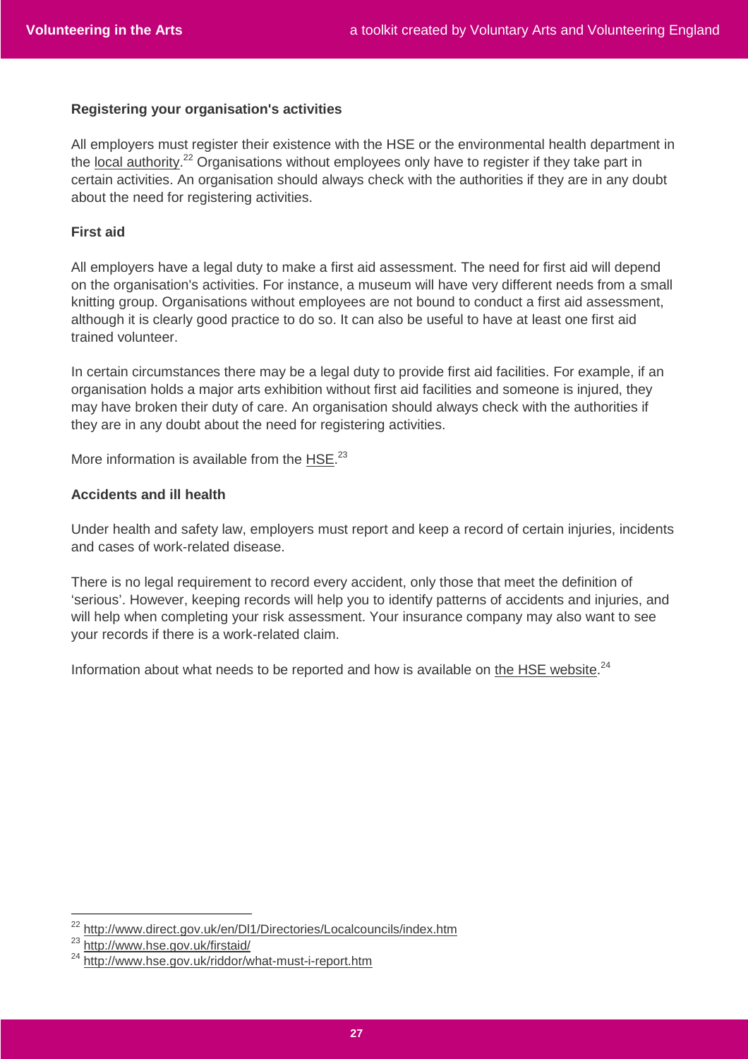### Registering your organisation's activities

All employers must register their existence with the HSE or the environmental health department in the local authority.[22] Organisations without employees only have to register if they take part in certain activities. An organisation should always check with the authorities if they are in any doubt about the need for registering activities.

### First aid

All employers have a legal duty to make a first aid assessment. The need for first aid will depend on the organisation's activities. For instance, a museum will have very different needs from a small knitting group. Organisations without employees are not bound to conduct a first aid assessment, although it is clearly good practice to do so. It can also be useful to have at least one first aid trained volunteer.

In certain circumstances there may be a legal duty to provide first aid facilities. For example, if an organisation holds a major arts exhibition without first aid facilities and someone is injured, they may have broken their duty of care. An organisation should always check with the authorities if they are in any doubt about the need for registering activities.

More information is available from the HSE.[23]

### Accidents and ill health

Under health and safety law, employers must report and keep a record of certain injuries, incidents and cases of work-related disease.

There is no legal requirement to record every accident, only those that meet the definition of 'serious'. However, keeping records will help you to identify patterns of accidents and injuries, and will help when completing your risk assessment. Your insurance company may also want to see your records if there is a work-related claim.

Information about what needs to be reported and how is available on the HSE website.[24]

---

[22] http://www.direct.gov.uk/en/Dl1/Directories/Localcouncils/index.htm

[23] http://www.hse.gov.uk/firstaid/

[24] http://www.hse.gov.uk/riddor/what-must-i-report.htm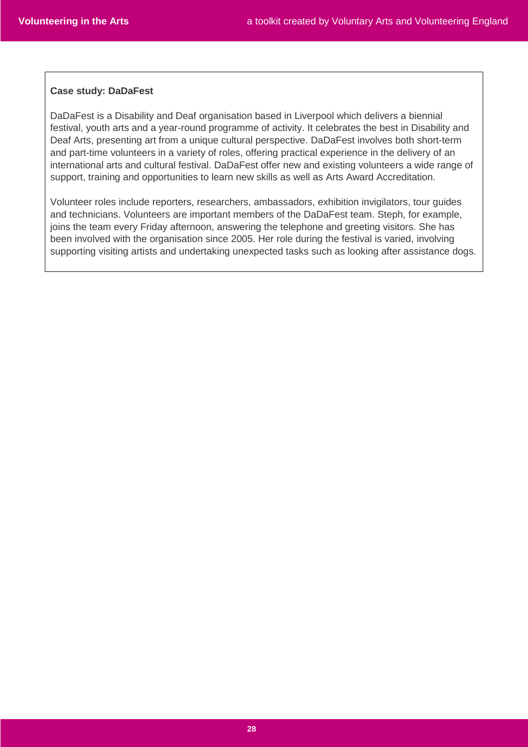**Case study: DaDaFest**

DaDaFest is a Disability and Deaf organisation based in Liverpool which delivers a biennial festival, youth arts and a year-round programme of activity. It celebrates the best in Disability and Deaf Arts, presenting art from a unique cultural perspective. DaDaFest involves both short-term and part-time volunteers in a variety of roles, offering practical experience in the delivery of an international arts and cultural festival. DaDaFest offer new and existing volunteers a wide range of support, training and opportunities to learn new skills as well as Arts Award Accreditation.

Volunteer roles include reporters, researchers, ambassadors, exhibition invigilators, tour guides and technicians. Volunteers are important members of the DaDaFest team. Steph, for example, joins the team every Friday afternoon, answering the telephone and greeting visitors. She has been involved with the organisation since 2005. Her role during the festival is varied, involving supporting visiting artists and undertaking unexpected tasks such as looking after assistance dogs.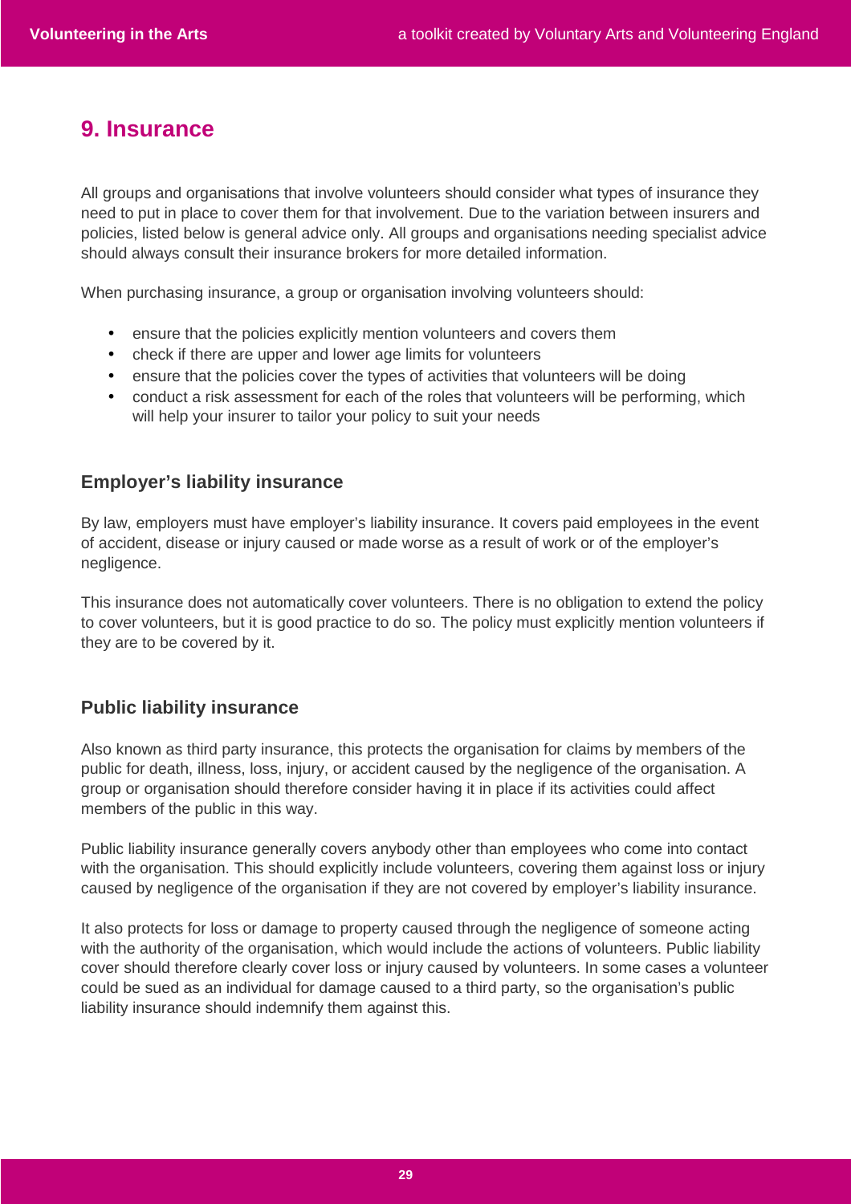## 9. Insurance

All groups and organisations that involve volunteers should consider what types of insurance they need to put in place to cover them for that involvement. Due to the variation between insurers and policies, listed below is general advice only. All groups and organisations needing specialist advice should always consult their insurance brokers for more detailed information.

When purchasing insurance, a group or organisation involving volunteers should:

- ensure that the policies explicitly mention volunteers and covers them
- check if there are upper and lower age limits for volunteers
- ensure that the policies cover the types of activities that volunteers will be doing
- conduct a risk assessment for each of the roles that volunteers will be performing, which will help your insurer to tailor your policy to suit your needs

### Employer's liability insurance

By law, employers must have employer's liability insurance. It covers paid employees in the event of accident, disease or injury caused or made worse as a result of work or of the employer's negligence.

This insurance does not automatically cover volunteers. There is no obligation to extend the policy to cover volunteers, but it is good practice to do so. The policy must explicitly mention volunteers if they are to be covered by it.

### Public liability insurance

Also known as third party insurance, this protects the organisation for claims by members of the public for death, illness, loss, injury, or accident caused by the negligence of the organisation. A group or organisation should therefore consider having it in place if its activities could affect members of the public in this way.

Public liability insurance generally covers anybody other than employees who come into contact with the organisation. This should explicitly include volunteers, covering them against loss or injury caused by negligence of the organisation if they are not covered by employer's liability insurance.

It also protects for loss or damage to property caused through the negligence of someone acting with the authority of the organisation, which would include the actions of volunteers. Public liability cover should therefore clearly cover loss or injury caused by volunteers. In some cases a volunteer could be sued as an individual for damage caused to a third party, so the organisation's public liability insurance should indemnify them against this.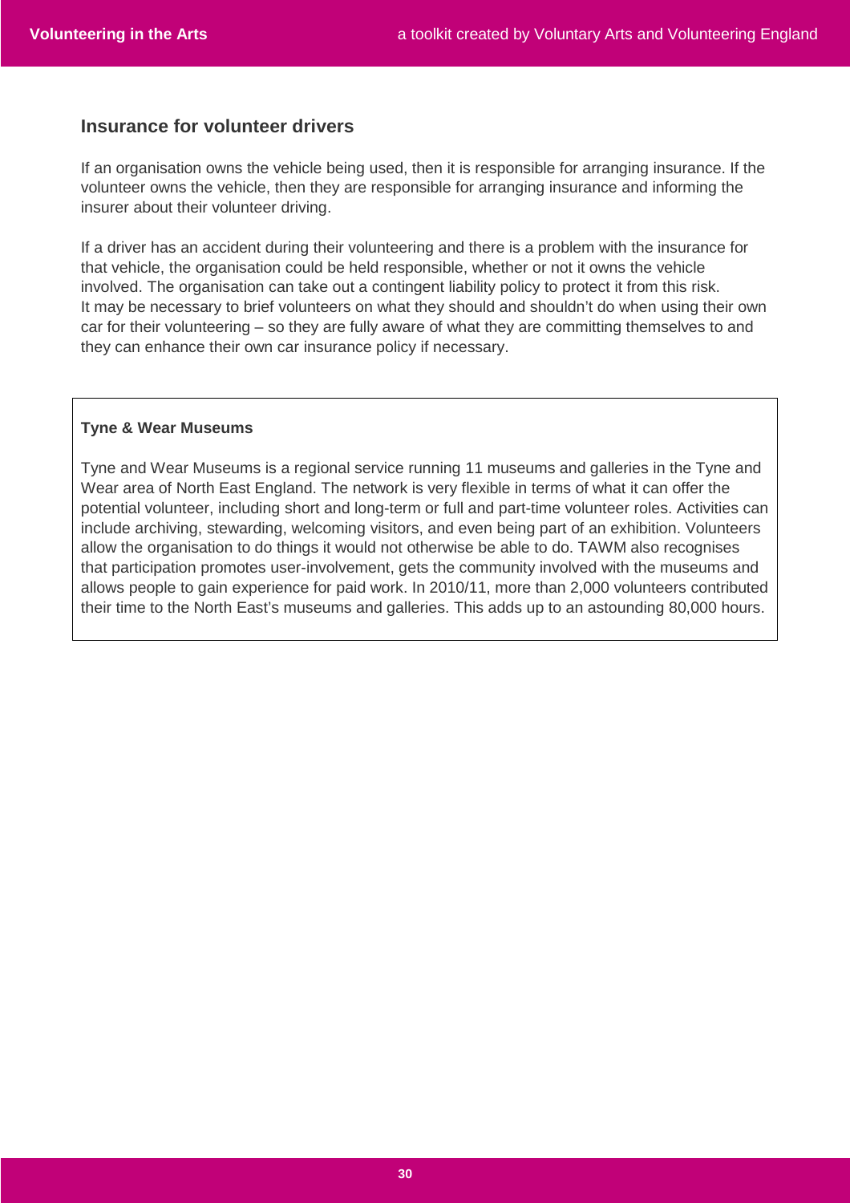## Insurance for volunteer drivers

If an organisation owns the vehicle being used, then it is responsible for arranging insurance. If the volunteer owns the vehicle, then they are responsible for arranging insurance and informing the insurer about their volunteer driving.

If a driver has an accident during their volunteering and there is a problem with the insurance for that vehicle, the organisation could be held responsible, whether or not it owns the vehicle involved. The organisation can take out a contingent liability policy to protect it from this risk. It may be necessary to brief volunteers on what they should and shouldn't do when using their own car for their volunteering – so they are fully aware of what they are committing themselves to and they can enhance their own car insurance policy if necessary.

**Tyne & Wear Museums**

Tyne and Wear Museums is a regional service running 11 museums and galleries in the Tyne and Wear area of North East England. The network is very flexible in terms of what it can offer the potential volunteer, including short and long-term or full and part-time volunteer roles. Activities can include archiving, stewarding, welcoming visitors, and even being part of an exhibition. Volunteers allow the organisation to do things it would not otherwise be able to do. TAWM also recognises that participation promotes user-involvement, gets the community involved with the museums and allows people to gain experience for paid work. In 2010/11, more than 2,000 volunteers contributed their time to the North East's museums and galleries. This adds up to an astounding 80,000 hours.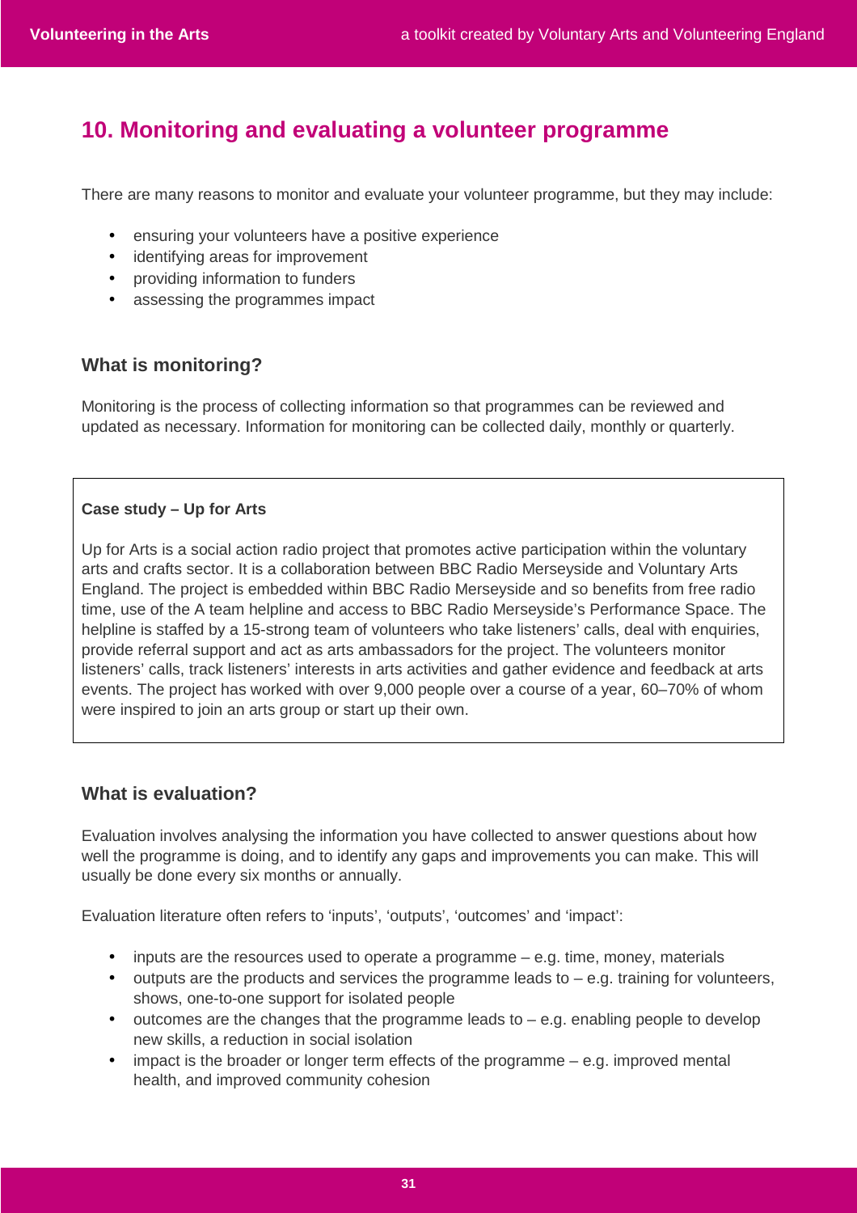## 10. Monitoring and evaluating a volunteer programme

There are many reasons to monitor and evaluate your volunteer programme, but they may include:

- ensuring your volunteers have a positive experience
- identifying areas for improvement
- providing information to funders
- assessing the programmes impact

### What is monitoring?

Monitoring is the process of collecting information so that programmes can be reviewed and updated as necessary. Information for monitoring can be collected daily, monthly or quarterly.

> **Case study – Up for Arts**
>
> Up for Arts is a social action radio project that promotes active participation within the voluntary arts and crafts sector. It is a collaboration between BBC Radio Merseyside and Voluntary Arts England. The project is embedded within BBC Radio Merseyside and so benefits from free radio time, use of the A team helpline and access to BBC Radio Merseyside's Performance Space. The helpline is staffed by a 15-strong team of volunteers who take listeners' calls, deal with enquiries, provide referral support and act as arts ambassadors for the project. The volunteers monitor listeners' calls, track listeners' interests in arts activities and gather evidence and feedback at arts events. The project has worked with over 9,000 people over a course of a year, 60–70% of whom were inspired to join an arts group or start up their own.

### What is evaluation?

Evaluation involves analysing the information you have collected to answer questions about how well the programme is doing, and to identify any gaps and improvements you can make. This will usually be done every six months or annually.

Evaluation literature often refers to 'inputs', 'outputs', 'outcomes' and 'impact':

- inputs are the resources used to operate a programme – e.g. time, money, materials
- outputs are the products and services the programme leads to – e.g. training for volunteers, shows, one-to-one support for isolated people
- outcomes are the changes that the programme leads to – e.g. enabling people to develop new skills, a reduction in social isolation
- impact is the broader or longer term effects of the programme – e.g. improved mental health, and improved community cohesion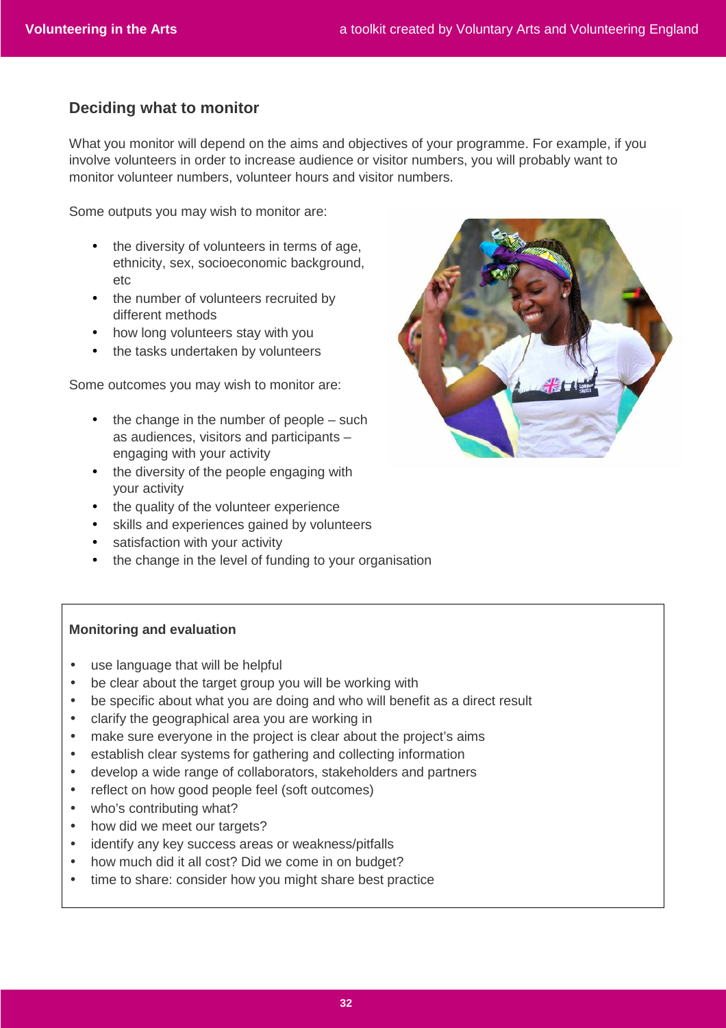## Deciding what to monitor

What you monitor will depend on the aims and objectives of your programme. For example, if you involve volunteers in order to increase audience or visitor numbers, you will probably want to monitor volunteer numbers, volunteer hours and visitor numbers.

Some outputs you may wish to monitor are:

- the diversity of volunteers in terms of age, ethnicity, sex, socioeconomic background, etc
- the number of volunteers recruited by different methods
- how long volunteers stay with you
- the tasks undertaken by volunteers

Some outcomes you may wish to monitor are:

- the change in the number of people – such as audiences, visitors and participants – engaging with your activity
- the diversity of the people engaging with your activity
- the quality of the volunteer experience
- skills and experiences gained by volunteers
- satisfaction with your activity
- the change in the level of funding to your organisation

**Monitoring and evaluation**

- use language that will be helpful
- be clear about the target group you will be working with
- be specific about what you are doing and who will benefit as a direct result
- clarify the geographical area you are working in
- make sure everyone in the project is clear about the project's aims
- establish clear systems for gathering and collecting information
- develop a wide range of collaborators, stakeholders and partners
- reflect on how good people feel (soft outcomes)
- who's contributing what?
- how did we meet our targets?
- identify any key success areas or weakness/pitfalls
- how much did it all cost? Did we come in on budget?
- time to share: consider how you might share best practice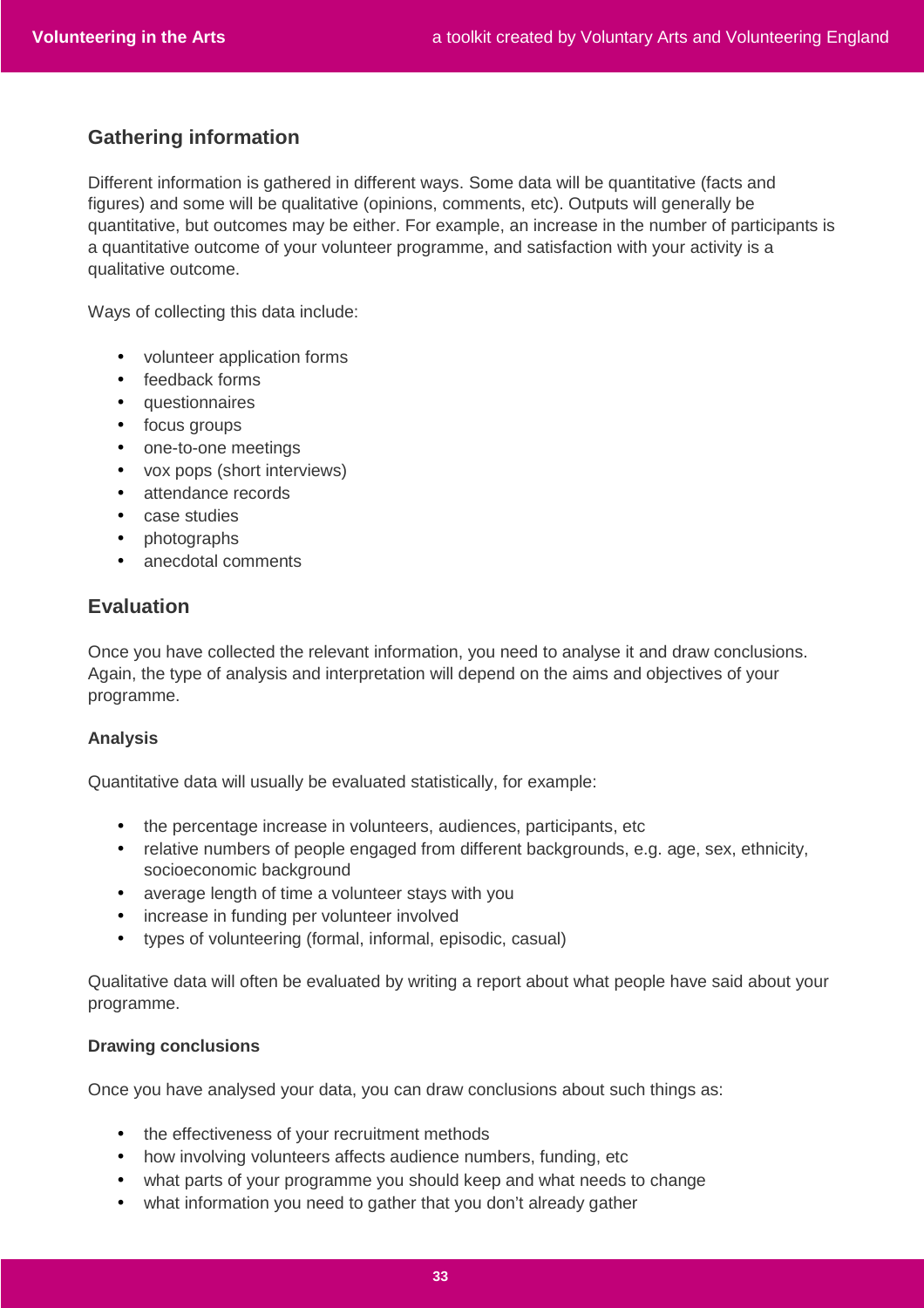## Gathering information

Different information is gathered in different ways. Some data will be quantitative (facts and figures) and some will be qualitative (opinions, comments, etc). Outputs will generally be quantitative, but outcomes may be either. For example, an increase in the number of participants is a quantitative outcome of your volunteer programme, and satisfaction with your activity is a qualitative outcome.

Ways of collecting this data include:

- volunteer application forms
- feedback forms
- questionnaires
- focus groups
- one-to-one meetings
- vox pops (short interviews)
- attendance records
- case studies
- photographs
- anecdotal comments

## Evaluation

Once you have collected the relevant information, you need to analyse it and draw conclusions. Again, the type of analysis and interpretation will depend on the aims and objectives of your programme.

### Analysis

Quantitative data will usually be evaluated statistically, for example:

- the percentage increase in volunteers, audiences, participants, etc
- relative numbers of people engaged from different backgrounds, e.g. age, sex, ethnicity, socioeconomic background
- average length of time a volunteer stays with you
- increase in funding per volunteer involved
- types of volunteering (formal, informal, episodic, casual)

Qualitative data will often be evaluated by writing a report about what people have said about your programme.

### Drawing conclusions

Once you have analysed your data, you can draw conclusions about such things as:

- the effectiveness of your recruitment methods
- how involving volunteers affects audience numbers, funding, etc
- what parts of your programme you should keep and what needs to change
- what information you need to gather that you don't already gather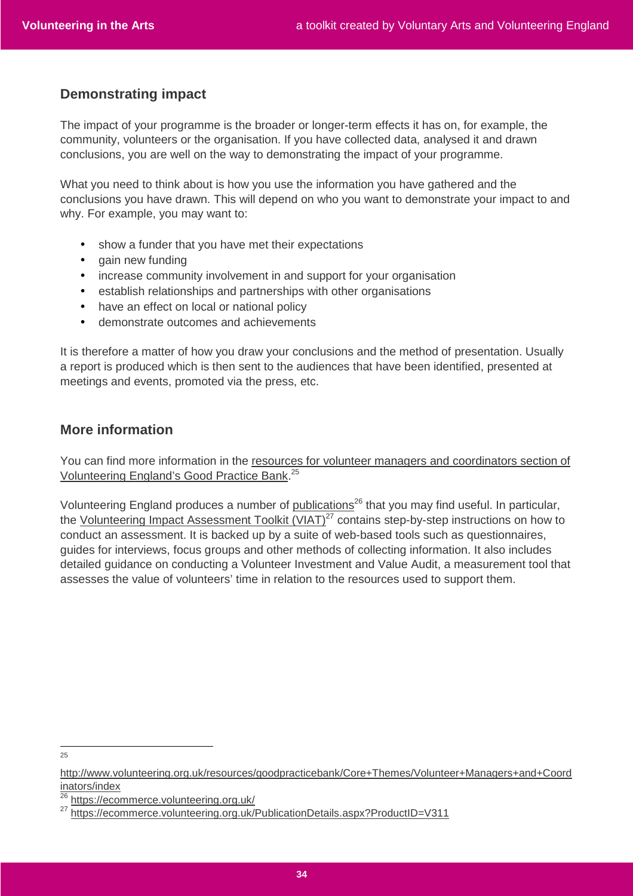## Demonstrating impact

The impact of your programme is the broader or longer-term effects it has on, for example, the community, volunteers or the organisation. If you have collected data, analysed it and drawn conclusions, you are well on the way to demonstrating the impact of your programme.

What you need to think about is how you use the information you have gathered and the conclusions you have drawn. This will depend on who you want to demonstrate your impact to and why. For example, you may want to:

- show a funder that you have met their expectations
- gain new funding
- increase community involvement in and support for your organisation
- establish relationships and partnerships with other organisations
- have an effect on local or national policy
- demonstrate outcomes and achievements

It is therefore a matter of how you draw your conclusions and the method of presentation. Usually a report is produced which is then sent to the audiences that have been identified, presented at meetings and events, promoted via the press, etc.

## More information

You can find more information in the resources for volunteer managers and coordinators section of Volunteering England's Good Practice Bank.[25]

Volunteering England produces a number of publications[26] that you may find useful. In particular, the Volunteering Impact Assessment Toolkit (VIAT)[27] contains step-by-step instructions on how to conduct an assessment. It is backed up by a suite of web-based tools such as questionnaires, guides for interviews, focus groups and other methods of collecting information. It also includes detailed guidance on conducting a Volunteer Investment and Value Audit, a measurement tool that assesses the value of volunteers' time in relation to the resources used to support them.

---

[25] http://www.volunteering.org.uk/resources/goodpracticebank/Core+Themes/Volunteer+Managers+and+Coordinators/index

[26] https://ecommerce.volunteering.org.uk/

[27] https://ecommerce.volunteering.org.uk/PublicationDetails.aspx?ProductID=V311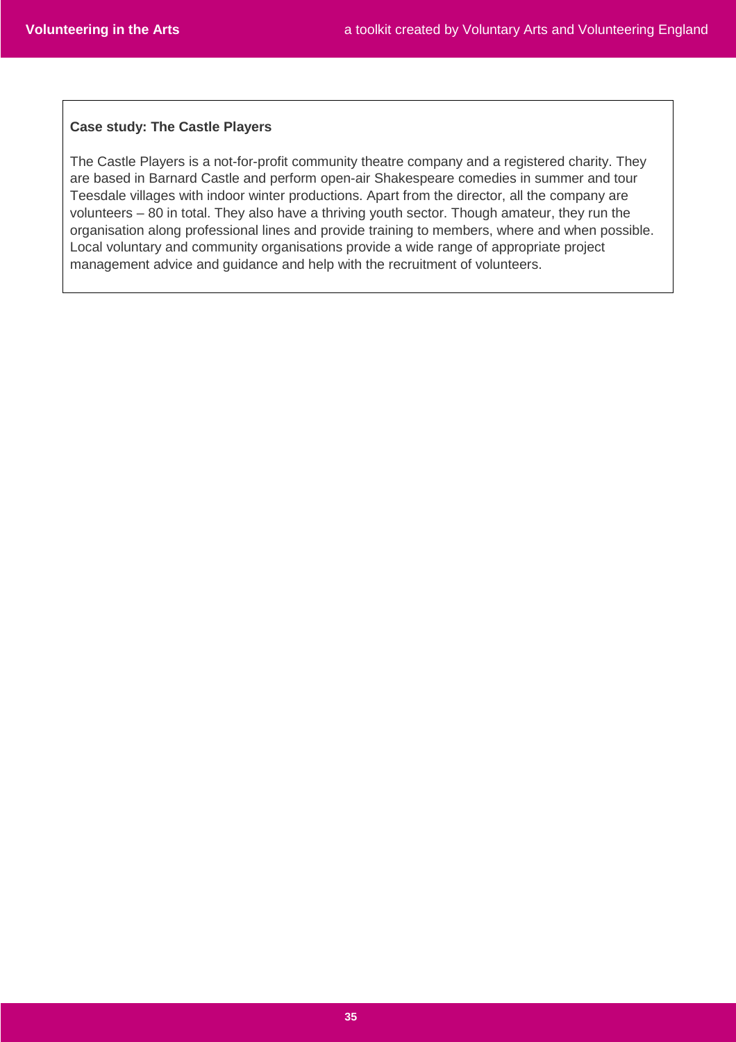**Case study: The Castle Players**

The Castle Players is a not-for-profit community theatre company and a registered charity. They are based in Barnard Castle and perform open-air Shakespeare comedies in summer and tour Teesdale villages with indoor winter productions. Apart from the director, all the company are volunteers – 80 in total. They also have a thriving youth sector. Though amateur, they run the organisation along professional lines and provide training to members, where and when possible. Local voluntary and community organisations provide a wide range of appropriate project management advice and guidance and help with the recruitment of volunteers.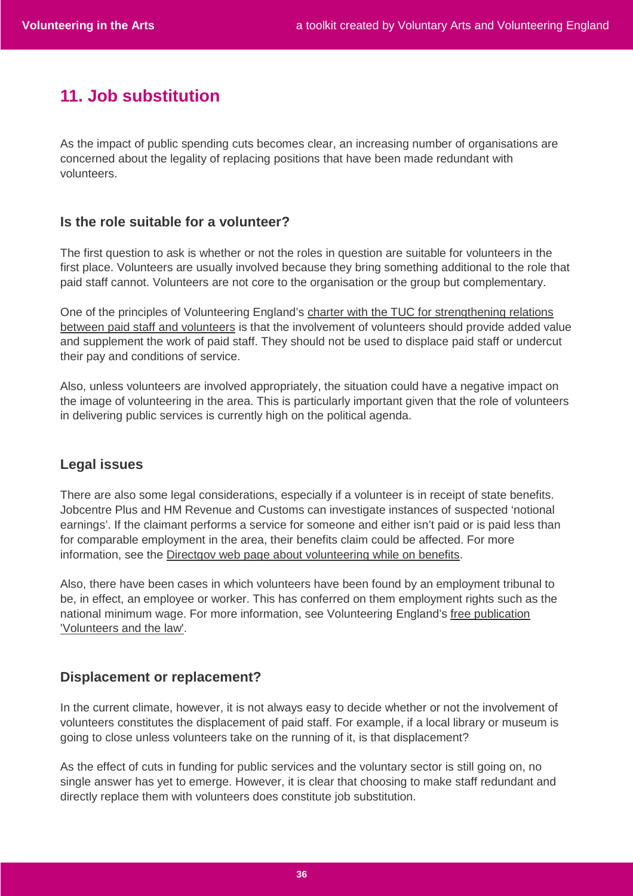## 11. Job substitution

As the impact of public spending cuts becomes clear, an increasing number of organisations are concerned about the legality of replacing positions that have been made redundant with volunteers.

### Is the role suitable for a volunteer?

The first question to ask is whether or not the roles in question are suitable for volunteers in the first place. Volunteers are usually involved because they bring something additional to the role that paid staff cannot. Volunteers are not core to the organisation or the group but complementary.

One of the principles of Volunteering England's charter with the TUC for strengthening relations between paid staff and volunteers is that the involvement of volunteers should provide added value and supplement the work of paid staff. They should not be used to displace paid staff or undercut their pay and conditions of service.

Also, unless volunteers are involved appropriately, the situation could have a negative impact on the image of volunteering in the area. This is particularly important given that the role of volunteers in delivering public services is currently high on the political agenda.

### Legal issues

There are also some legal considerations, especially if a volunteer is in receipt of state benefits. Jobcentre Plus and HM Revenue and Customs can investigate instances of suspected 'notional earnings'. If the claimant performs a service for someone and either isn't paid or is paid less than for comparable employment in the area, their benefits claim could be affected. For more information, see the Directgov web page about volunteering while on benefits.

Also, there have been cases in which volunteers have been found by an employment tribunal to be, in effect, an employee or worker. This has conferred on them employment rights such as the national minimum wage. For more information, see Volunteering England's free publication 'Volunteers and the law'.

### Displacement or replacement?

In the current climate, however, it is not always easy to decide whether or not the involvement of volunteers constitutes the displacement of paid staff. For example, if a local library or museum is going to close unless volunteers take on the running of it, is that displacement?

As the effect of cuts in funding for public services and the voluntary sector is still going on, no single answer has yet to emerge. However, it is clear that choosing to make staff redundant and directly replace them with volunteers does constitute job substitution.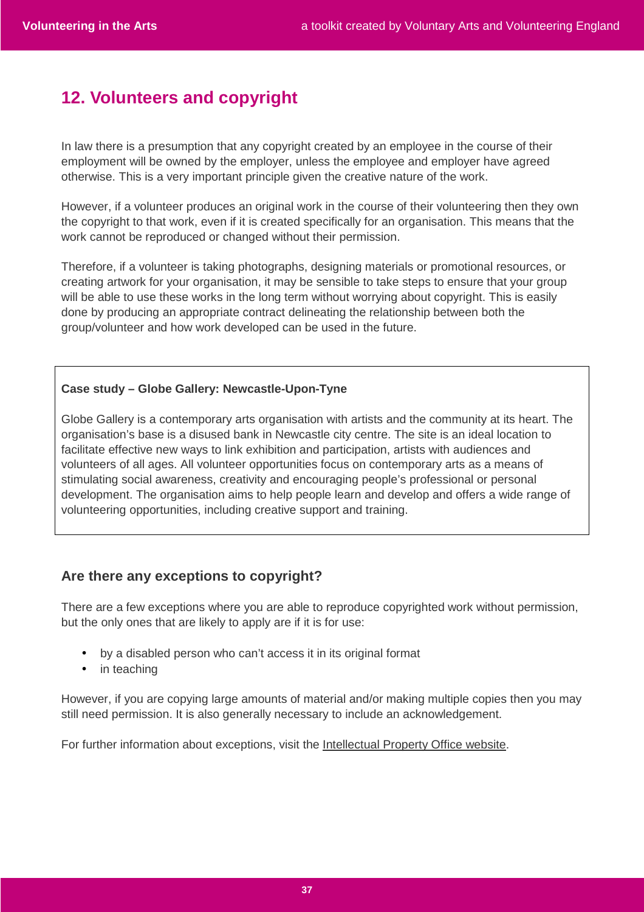## 12. Volunteers and copyright

In law there is a presumption that any copyright created by an employee in the course of their employment will be owned by the employer, unless the employee and employer have agreed otherwise. This is a very important principle given the creative nature of the work.

However, if a volunteer produces an original work in the course of their volunteering then they own the copyright to that work, even if it is created specifically for an organisation. This means that the work cannot be reproduced or changed without their permission.

Therefore, if a volunteer is taking photographs, designing materials or promotional resources, or creating artwork for your organisation, it may be sensible to take steps to ensure that your group will be able to use these works in the long term without worrying about copyright. This is easily done by producing an appropriate contract delineating the relationship between both the group/volunteer and how work developed can be used in the future.

**Case study – Globe Gallery: Newcastle-Upon-Tyne**

Globe Gallery is a contemporary arts organisation with artists and the community at its heart. The organisation's base is a disused bank in Newcastle city centre. The site is an ideal location to facilitate effective new ways to link exhibition and participation, artists with audiences and volunteers of all ages. All volunteer opportunities focus on contemporary arts as a means of stimulating social awareness, creativity and encouraging people's professional or personal development. The organisation aims to help people learn and develop and offers a wide range of volunteering opportunities, including creative support and training.

### Are there any exceptions to copyright?

There are a few exceptions where you are able to reproduce copyrighted work without permission, but the only ones that are likely to apply are if it is for use:

- by a disabled person who can't access it in its original format
- in teaching

However, if you are copying large amounts of material and/or making multiple copies then you may still need permission. It is also generally necessary to include an acknowledgement.

For further information about exceptions, visit the Intellectual Property Office website.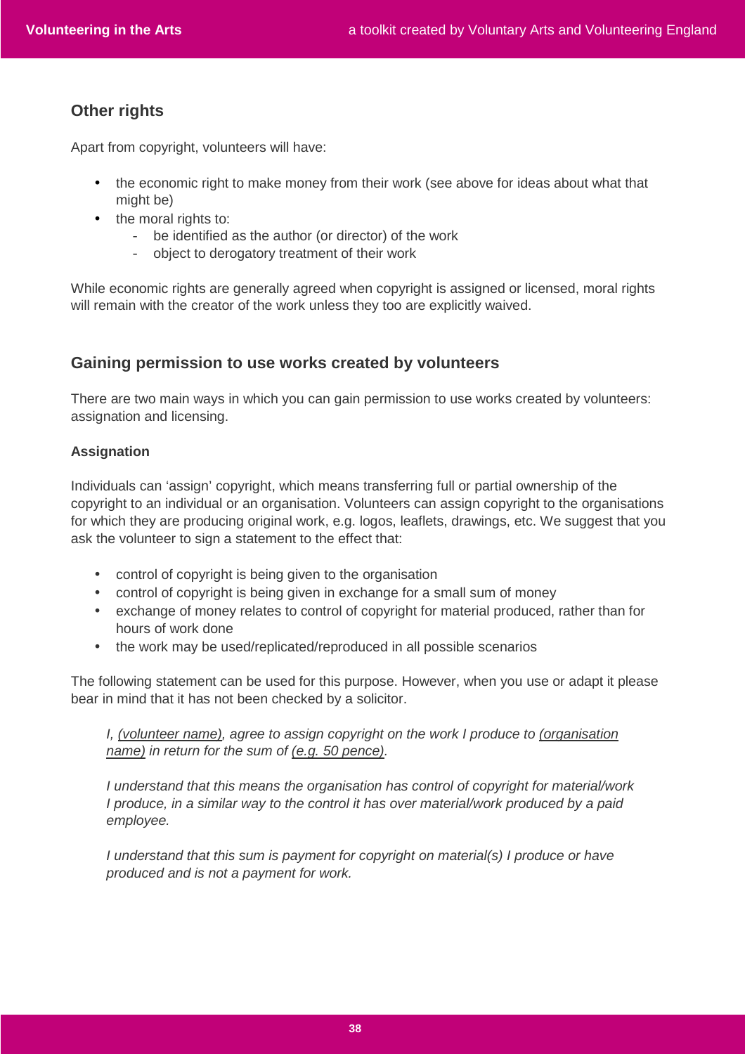## Other rights

Apart from copyright, volunteers will have:

- the economic right to make money from their work (see above for ideas about what that might be)
- the moral rights to:
  - be identified as the author (or director) of the work
  - object to derogatory treatment of their work

While economic rights are generally agreed when copyright is assigned or licensed, moral rights will remain with the creator of the work unless they too are explicitly waived.

## Gaining permission to use works created by volunteers

There are two main ways in which you can gain permission to use works created by volunteers: assignation and licensing.

### Assignation

Individuals can 'assign' copyright, which means transferring full or partial ownership of the copyright to an individual or an organisation. Volunteers can assign copyright to the organisations for which they are producing original work, e.g. logos, leaflets, drawings, etc. We suggest that you ask the volunteer to sign a statement to the effect that:

- control of copyright is being given to the organisation
- control of copyright is being given in exchange for a small sum of money
- exchange of money relates to control of copyright for material produced, rather than for hours of work done
- the work may be used/replicated/reproduced in all possible scenarios

The following statement can be used for this purpose. However, when you use or adapt it please bear in mind that it has not been checked by a solicitor.

> *I, (volunteer name), agree to assign copyright on the work I produce to (organisation name) in return for the sum of (e.g. 50 pence).*
>
> *I understand that this means the organisation has control of copyright for material/work I produce, in a similar way to the control it has over material/work produced by a paid employee.*
>
> *I understand that this sum is payment for copyright on material(s) I produce or have produced and is not a payment for work.*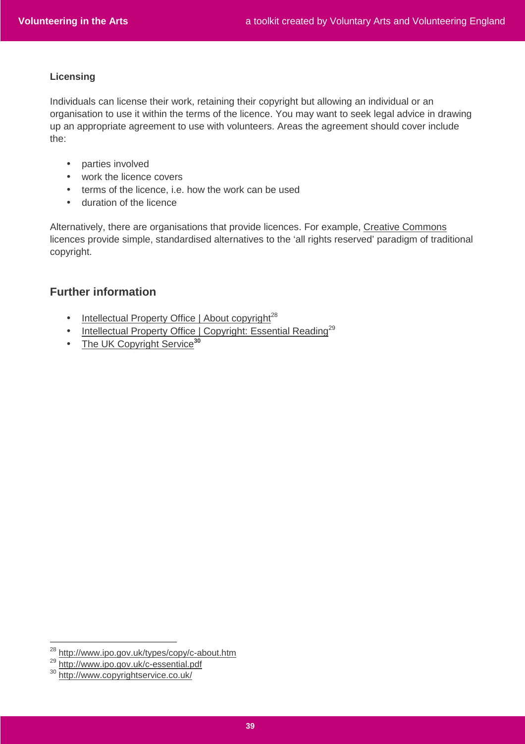### Licensing

Individuals can license their work, retaining their copyright but allowing an individual or an organisation to use it within the terms of the licence. You may want to seek legal advice in drawing up an appropriate agreement to use with volunteers. Areas the agreement should cover include the:

- parties involved
- work the licence covers
- terms of the licence, i.e. how the work can be used
- duration of the licence

Alternatively, there are organisations that provide licences. For example, Creative Commons licences provide simple, standardised alternatives to the 'all rights reserved' paradigm of traditional copyright.

## Further information

- Intellectual Property Office | About copyright[28]
- Intellectual Property Office | Copyright: Essential Reading[29]
- The UK Copyright Service[30]

[28] http://www.ipo.gov.uk/types/copy/c-about.htm
[29] http://www.ipo.gov.uk/c-essential.pdf
[30] http://www.copyrightservice.co.uk/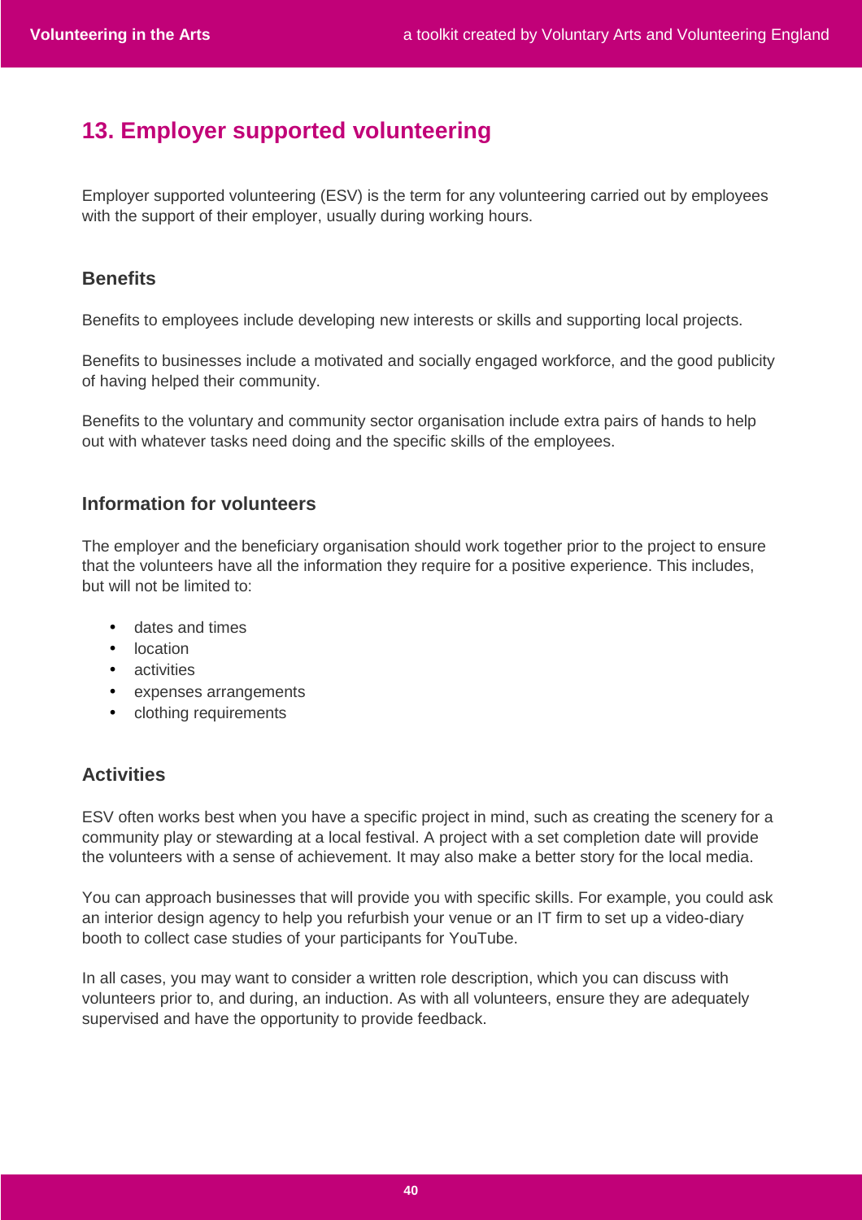## 13. Employer supported volunteering

Employer supported volunteering (ESV) is the term for any volunteering carried out by employees with the support of their employer, usually during working hours.

### Benefits

Benefits to employees include developing new interests or skills and supporting local projects.

Benefits to businesses include a motivated and socially engaged workforce, and the good publicity of having helped their community.

Benefits to the voluntary and community sector organisation include extra pairs of hands to help out with whatever tasks need doing and the specific skills of the employees.

### Information for volunteers

The employer and the beneficiary organisation should work together prior to the project to ensure that the volunteers have all the information they require for a positive experience. This includes, but will not be limited to:

- dates and times
- location
- activities
- expenses arrangements
- clothing requirements

### Activities

ESV often works best when you have a specific project in mind, such as creating the scenery for a community play or stewarding at a local festival. A project with a set completion date will provide the volunteers with a sense of achievement. It may also make a better story for the local media.

You can approach businesses that will provide you with specific skills. For example, you could ask an interior design agency to help you refurbish your venue or an IT firm to set up a video-diary booth to collect case studies of your participants for YouTube.

In all cases, you may want to consider a written role description, which you can discuss with volunteers prior to, and during, an induction. As with all volunteers, ensure they are adequately supervised and have the opportunity to provide feedback.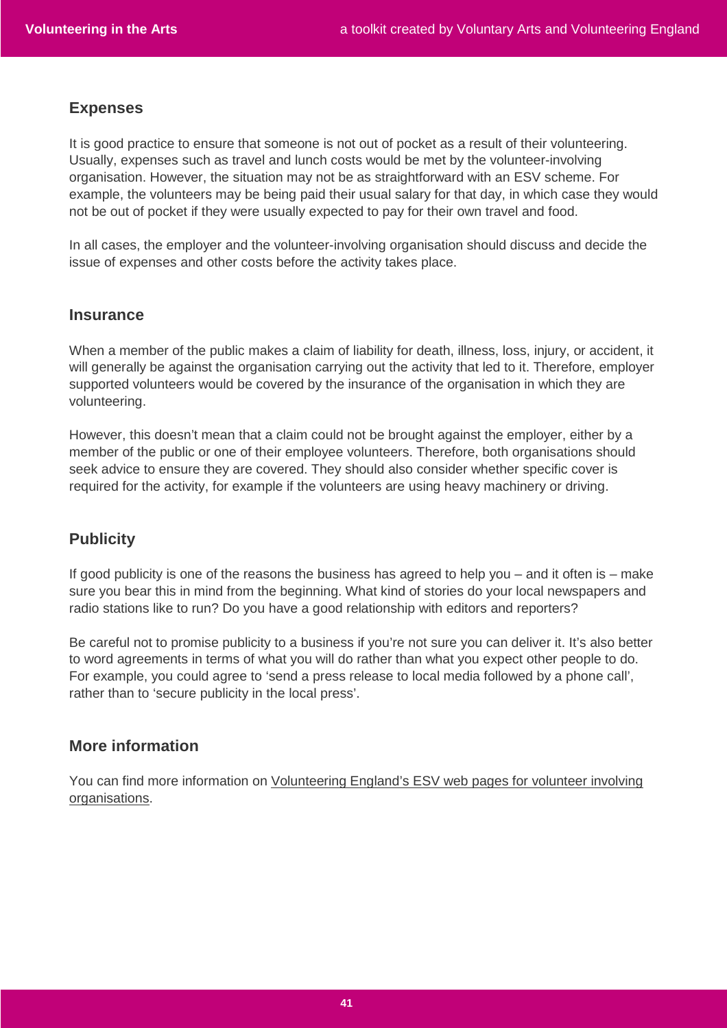## Expenses

It is good practice to ensure that someone is not out of pocket as a result of their volunteering. Usually, expenses such as travel and lunch costs would be met by the volunteer-involving organisation. However, the situation may not be as straightforward with an ESV scheme. For example, the volunteers may be being paid their usual salary for that day, in which case they would not be out of pocket if they were usually expected to pay for their own travel and food.

In all cases, the employer and the volunteer-involving organisation should discuss and decide the issue of expenses and other costs before the activity takes place.

## Insurance

When a member of the public makes a claim of liability for death, illness, loss, injury, or accident, it will generally be against the organisation carrying out the activity that led to it. Therefore, employer supported volunteers would be covered by the insurance of the organisation in which they are volunteering.

However, this doesn't mean that a claim could not be brought against the employer, either by a member of the public or one of their employee volunteers. Therefore, both organisations should seek advice to ensure they are covered. They should also consider whether specific cover is required for the activity, for example if the volunteers are using heavy machinery or driving.

## Publicity

If good publicity is one of the reasons the business has agreed to help you – and it often is – make sure you bear this in mind from the beginning. What kind of stories do your local newspapers and radio stations like to run? Do you have a good relationship with editors and reporters?

Be careful not to promise publicity to a business if you're not sure you can deliver it. It's also better to word agreements in terms of what you will do rather than what you expect other people to do. For example, you could agree to 'send a press release to local media followed by a phone call', rather than to 'secure publicity in the local press'.

## More information

You can find more information on Volunteering England's ESV web pages for volunteer involving organisations.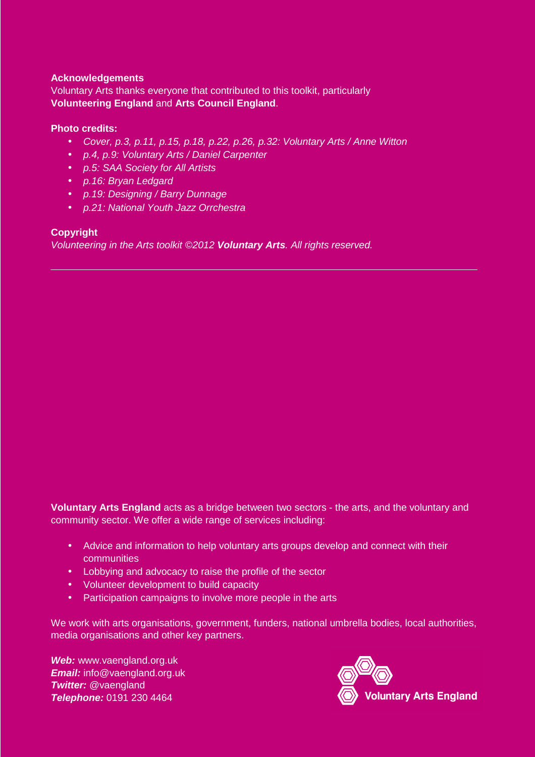**Acknowledgements**

Voluntary Arts thanks everyone that contributed to this toolkit, particularly **Volunteering England** and **Arts Council England**.

**Photo credits:**

- *Cover, p.3, p.11, p.15, p.18, p.22, p.26, p.32: Voluntary Arts / Anne Witton*
- *p.4, p.9: Voluntary Arts / Daniel Carpenter*
- *p.5: SAA Society for All Artists*
- *p.16: Bryan Ledgard*
- *p.19: Designing / Barry Dunnage*
- *p.21: National Youth Jazz Orrchestra*

**Copyright**

*Volunteering in the Arts toolkit ©2012* ***Voluntary Arts****. All rights reserved.*

---

**Voluntary Arts England** acts as a bridge between two sectors - the arts, and the voluntary and community sector. We offer a wide range of services including:

- Advice and information to help voluntary arts groups develop and connect with their communities
- Lobbying and advocacy to raise the profile of the sector
- Volunteer development to build capacity
- Participation campaigns to involve more people in the arts

We work with arts organisations, government, funders, national umbrella bodies, local authorities, media organisations and other key partners.

***Web:*** www.vaengland.org.uk
***Email:*** info@vaengland.org.uk
***Twitter:*** @vaengland
***Telephone:*** 0191 230 4464

Voluntary Arts England